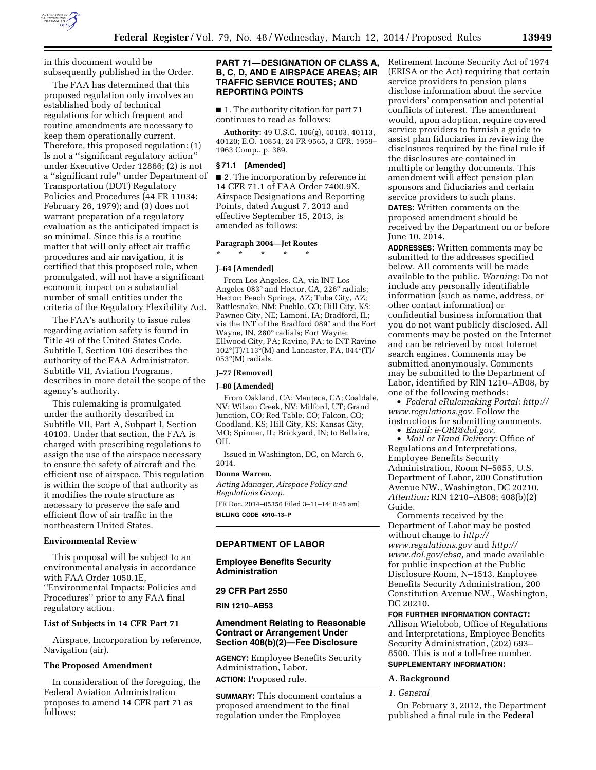in this document would be subsequently published in the Order.

The FAA has determined that this proposed regulation only involves an established body of technical regulations for which frequent and routine amendments are necessary to keep them operationally current. Therefore, this proposed regulation: (1) Is not a ''significant regulatory action'' under Executive Order 12866; (2) is not a ''significant rule'' under Department of Transportation (DOT) Regulatory Policies and Procedures (44 FR 11034; February 26, 1979); and (3) does not warrant preparation of a regulatory evaluation as the anticipated impact is so minimal. Since this is a routine matter that will only affect air traffic procedures and air navigation, it is certified that this proposed rule, when promulgated, will not have a significant economic impact on a substantial number of small entities under the criteria of the Regulatory Flexibility Act.

The FAA's authority to issue rules regarding aviation safety is found in Title 49 of the United States Code. Subtitle I, Section 106 describes the authority of the FAA Administrator. Subtitle VII, Aviation Programs, describes in more detail the scope of the agency's authority.

This rulemaking is promulgated under the authority described in Subtitle VII, Part A, Subpart I, Section 40103. Under that section, the FAA is charged with prescribing regulations to assign the use of the airspace necessary to ensure the safety of aircraft and the efficient use of airspace. This regulation is within the scope of that authority as it modifies the route structure as necessary to preserve the safe and efficient flow of air traffic in the northeastern United States.

**Environmental Review**

This proposal will be subject to an environmental analysis in accordance with FAA Order 1050.1E, ''Environmental Impacts: Policies and Procedures'' prior to any FAA final regulatory action.

**List of Subjects in 14 CFR Part 71**

Airspace, Incorporation by reference, Navigation (air).

**The Proposed Amendment**

In consideration of the foregoing, the Federal Aviation Administration proposes to amend 14 CFR part 71 as follows:

**PART 71—DESIGNATION OF CLASS A, B, C, D, AND E AIRSPACE AREAS; AIR TRAFFIC SERVICE ROUTES; AND REPORTING POINTS**

■ 1. The authority citation for part 71 continues to read as follows:

**Authority:** 49 U.S.C. 106(g), 40103, 40113, 40120; E.O. 10854, 24 FR 9565, 3 CFR, 1959–1963 Comp., p. 389.

**§ 71.1 [Amended]**

■ 2. The incorporation by reference in 14 CFR 71.1 of FAA Order 7400.9X, Airspace Designations and Reporting Points, dated August 7, 2013 and effective September 15, 2013, is amended as follows:

**Paragraph 2004—Jet Routes**

\* \* \* \* \*

**J–64 [Amended]**

From Los Angeles, CA, via INT Los Angeles 083° and Hector, CA, 226° radials; Hector; Peach Springs, AZ; Tuba City, AZ; Rattlesnake, NM; Pueblo, CO; Hill City, KS; Pawnee City, NE; Lamoni, IA; Bradford, IL; via the INT of the Bradford 089° and the Fort Wayne, IN, 280° radials; Fort Wayne; Ellwood City, PA; Ravine, PA; to INT Ravine 102°(T)/113°(M) and Lancaster, PA, 044°(T)/053°(M) radials.

**J–77 [Removed]**

**J–80 [Amended]**

From Oakland, CA; Manteca, CA; Coaldale, NV; Wilson Creek, NV; Milford, UT; Grand Junction, CO; Red Table, CO; Falcon, CO; Goodland, KS; Hill City, KS; Kansas City, MO; Spinner, IL; Brickyard, IN; to Bellaire, OH.

Issued in Washington, DC, on March 6, 2014.

**Donna Warren,**

*Acting Manager, Airspace Policy and Regulations Group.*

[FR Doc. 2014–05356 Filed 3–11–14; 8:45 am]

**BILLING CODE 4910–13–P**

---

**DEPARTMENT OF LABOR**

**Employee Benefits Security Administration**

**29 CFR Part 2550**

**RIN 1210–AB53**

**Amendment Relating to Reasonable Contract or Arrangement Under Section 408(b)(2)—Fee Disclosure**

**AGENCY:** Employee Benefits Security Administration, Labor.

**ACTION:** Proposed rule.

**SUMMARY:** This document contains a proposed amendment to the final regulation under the Employee Retirement Income Security Act of 1974 (ERISA or the Act) requiring that certain service providers to pension plans disclose information about the service providers' compensation and potential conflicts of interest. The amendment would, upon adoption, require covered service providers to furnish a guide to assist plan fiduciaries in reviewing the disclosures required by the final rule if the disclosures are contained in multiple or lengthy documents. This amendment will affect pension plan sponsors and fiduciaries and certain service providers to such plans.

**DATES:** Written comments on the proposed amendment should be received by the Department on or before June 10, 2014.

**ADDRESSES:** Written comments may be submitted to the addresses specified below. All comments will be made available to the public. *Warning:* Do not include any personally identifiable information (such as name, address, or other contact information) or confidential business information that you do not want publicly disclosed. All comments may be posted on the Internet and can be retrieved by most Internet search engines. Comments may be submitted anonymously. Comments may be submitted to the Department of Labor, identified by RIN 1210–AB08, by one of the following methods:

- *Federal eRulemaking Portal: http://www.regulations.gov.* Follow the instructions for submitting comments.
- *Email: e-ORI@dol.gov.*
- *Mail or Hand Delivery:* Office of Regulations and Interpretations, Employee Benefits Security Administration, Room N–5655, U.S. Department of Labor, 200 Constitution Avenue NW., Washington, DC 20210, *Attention:* RIN 1210–AB08; 408(b)(2) Guide.

Comments received by the Department of Labor may be posted without change to *http://www.regulations.gov* and *http://www.dol.gov/ebsa,* and made available for public inspection at the Public Disclosure Room, N–1513, Employee Benefits Security Administration, 200 Constitution Avenue NW., Washington, DC 20210.

**FOR FURTHER INFORMATION CONTACT:** Allison Wielobob, Office of Regulations and Interpretations, Employee Benefits Security Administration, (202) 693–8500. This is not a toll-free number.

**SUPPLEMENTARY INFORMATION:**

**A. Background**

*1. General*

On February 3, 2012, the Department published a final rule in the **Federal**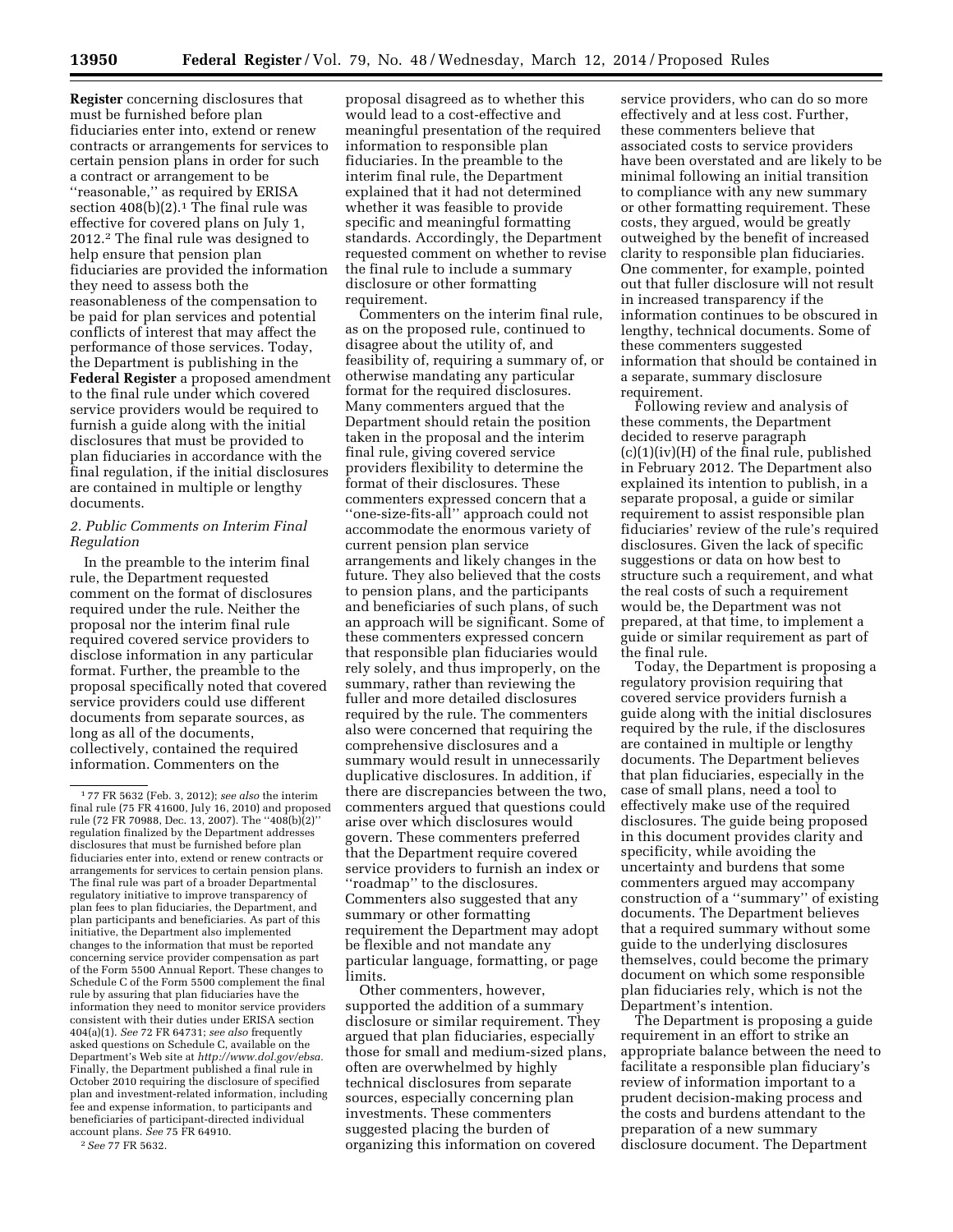**Register** concerning disclosures that must be furnished before plan fiduciaries enter into, extend or renew contracts or arrangements for services to certain pension plans in order for such a contract or arrangement to be "reasonable," as required by ERISA section 408(b)(2).[1] The final rule was effective for covered plans on July 1, 2012.[2] The final rule was designed to help ensure that pension plan fiduciaries are provided the information they need to assess both the reasonableness of the compensation to be paid for plan services and potential conflicts of interest that may affect the performance of those services. Today, the Department is publishing in the **Federal Register** a proposed amendment to the final rule under which covered service providers would be required to furnish a guide along with the initial disclosures that must be provided to plan fiduciaries in accordance with the final regulation, if the initial disclosures are contained in multiple or lengthy documents.

### *2. Public Comments on Interim Final Regulation*

In the preamble to the interim final rule, the Department requested comment on the format of disclosures required under the rule. Neither the proposal nor the interim final rule required covered service providers to disclose information in any particular format. Further, the preamble to the proposal specifically noted that covered service providers could use different documents from separate sources, as long as all of the documents, collectively, contained the required information. Commenters on the proposal disagreed as to whether this would lead to a cost-effective and meaningful presentation of the required information to responsible plan fiduciaries. In the preamble to the interim final rule, the Department explained that it had not determined whether it was feasible to provide specific and meaningful formatting standards. Accordingly, the Department requested comment on whether to revise the final rule to include a summary disclosure or other formatting requirement.

Commenters on the interim final rule, as on the proposed rule, continued to disagree about the utility of, and feasibility of, requiring a summary of, or otherwise mandating any particular format for the required disclosures. Many commenters argued that the Department should retain the position taken in the proposal and the interim final rule, giving covered service providers flexibility to determine the format of their disclosures. These commenters expressed concern that a "one-size-fits-all" approach could not accommodate the enormous variety of current pension plan service arrangements and likely changes in the future. They also believed that the costs to pension plans, and the participants and beneficiaries of such plans, of such an approach will be significant. Some of these commenters expressed concern that responsible plan fiduciaries would rely solely, and thus improperly, on the summary, rather than reviewing the fuller and more detailed disclosures required by the rule. The commenters also were concerned that requiring the comprehensive disclosures and a summary would result in unnecessarily duplicative disclosures. In addition, if there are discrepancies between the two, commenters argued that questions could arise over which disclosures would govern. These commenters preferred that the Department require covered service providers to furnish an index or "roadmap" to the disclosures. Commenters also suggested that any summary or other formatting requirement the Department may adopt be flexible and not mandate any particular language, formatting, or page limits.

Other commenters, however, supported the addition of a summary disclosure or similar requirement. They argued that plan fiduciaries, especially those for small and medium-sized plans, often are overwhelmed by highly technical disclosures from separate sources, especially concerning plan investments. These commenters suggested placing the burden of organizing this information on covered service providers, who can do so more effectively and at less cost. Further, these commenters believe that associated costs to service providers have been overstated and are likely to be minimal following an initial transition to compliance with any new summary or other formatting requirement. These costs, they argued, would be greatly outweighed by the benefit of increased clarity to responsible plan fiduciaries. One commenter, for example, pointed out that fuller disclosure will not result in increased transparency if the information continues to be obscured in lengthy, technical documents. Some of these commenters suggested information that should be contained in a separate, summary disclosure requirement.

Following review and analysis of these comments, the Department decided to reserve paragraph (c)(1)(iv)(H) of the final rule, published in February 2012. The Department also explained its intention to publish, in a separate proposal, a guide or similar requirement to assist responsible plan fiduciaries' review of the rule's required disclosures. Given the lack of specific suggestions or data on how best to structure such a requirement, and what the real costs of such a requirement would be, the Department was not prepared, at that time, to implement a guide or similar requirement as part of the final rule.

Today, the Department is proposing a regulatory provision requiring that covered service providers furnish a guide along with the initial disclosures required by the rule, if the disclosures are contained in multiple or lengthy documents. The Department believes that plan fiduciaries, especially in the case of small plans, need a tool to effectively make use of the required disclosures. The guide being proposed in this document provides clarity and specificity, while avoiding the uncertainty and burdens that some commenters argued may accompany construction of a "summary" of existing documents. The Department believes that a required summary without some guide to the underlying disclosures themselves, could become the primary document on which some responsible plan fiduciaries rely, which is not the Department's intention.

The Department is proposing a guide requirement in an effort to strike an appropriate balance between the need to facilitate a responsible plan fiduciary's review of information important to a prudent decision-making process and the costs and burdens attendant to the preparation of a new summary disclosure document. The Department

---

[1] 77 FR 5632 (Feb. 3, 2012); *see also* the interim final rule (75 FR 41600, July 16, 2010) and proposed rule (72 FR 70988, Dec. 13, 2007). The "408(b)(2)" regulation finalized by the Department addresses disclosures that must be furnished before plan fiduciaries enter into, extend or renew contracts or arrangements for services to certain pension plans. The final rule was part of a broader Departmental regulatory initiative to improve transparency of plan fees to plan fiduciaries, the Department, and plan participants and beneficiaries. As part of this initiative, the Department also implemented changes to the information that must be reported concerning service provider compensation as part of the Form 5500 Annual Report. These changes to Schedule C of the Form 5500 complement the final rule by assuring that plan fiduciaries have the information they need to monitor service providers consistent with their duties under ERISA section 404(a)(1). *See* 72 FR 64731; *see also* frequently asked questions on Schedule C, available on the Department's Web site at *http://www.dol.gov/ebsa.* Finally, the Department published a final rule in October 2010 requiring the disclosure of specified plan and investment-related information, including fee and expense information, to participants and beneficiaries of participant-directed individual account plans. *See* 75 FR 64910.

[2] *See* 77 FR 5632.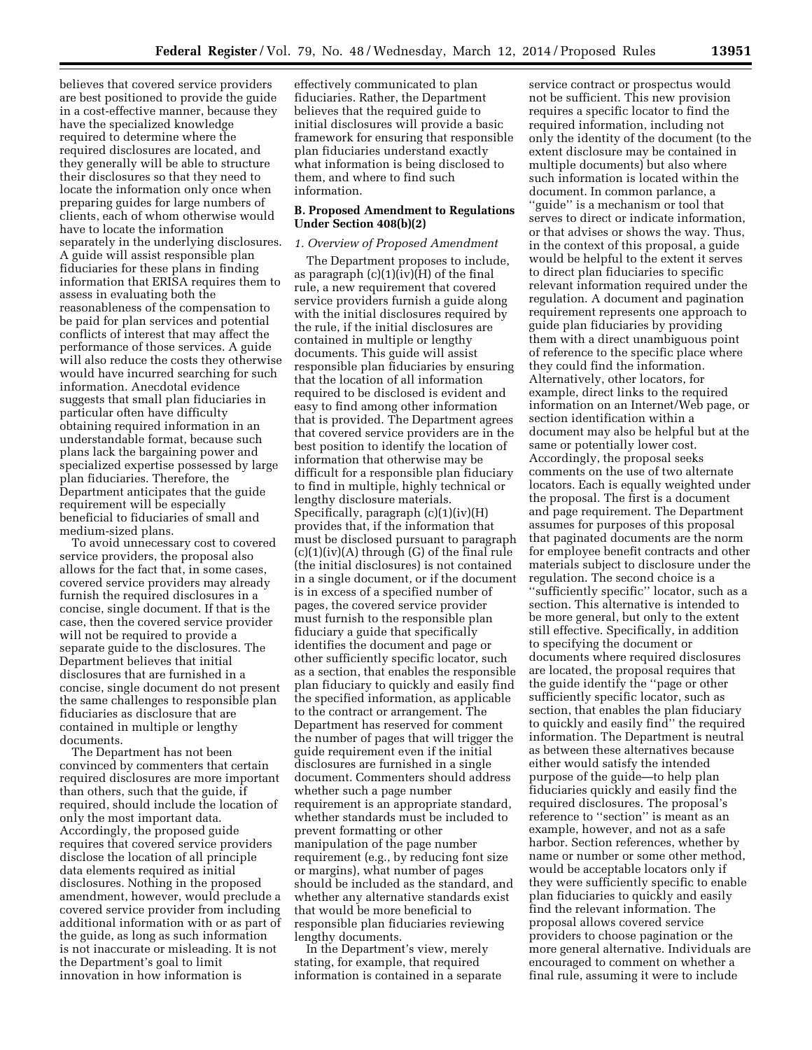believes that covered service providers are best positioned to provide the guide in a cost-effective manner, because they have the specialized knowledge required to determine where the required disclosures are located, and they generally will be able to structure their disclosures so that they need to locate the information only once when preparing guides for large numbers of clients, each of whom otherwise would have to locate the information separately in the underlying disclosures. A guide will assist responsible plan fiduciaries for these plans in finding information that ERISA requires them to assess in evaluating both the reasonableness of the compensation to be paid for plan services and potential conflicts of interest that may affect the performance of those services. A guide will also reduce the costs they otherwise would have incurred searching for such information. Anecdotal evidence suggests that small plan fiduciaries in particular often have difficulty obtaining required information in an understandable format, because such plans lack the bargaining power and specialized expertise possessed by large plan fiduciaries. Therefore, the Department anticipates that the guide requirement will be especially beneficial to fiduciaries of small and medium-sized plans.

To avoid unnecessary cost to covered service providers, the proposal also allows for the fact that, in some cases, covered service providers may already furnish the required disclosures in a concise, single document. If that is the case, then the covered service provider will not be required to provide a separate guide to the disclosures. The Department believes that initial disclosures that are furnished in a concise, single document do not present the same challenges to responsible plan fiduciaries as disclosure that are contained in multiple or lengthy documents.

The Department has not been convinced by commenters that certain required disclosures are more important than others, such that the guide, if required, should include the location of only the most important data. Accordingly, the proposed guide requires that covered service providers disclose the location of all principle data elements required as initial disclosures. Nothing in the proposed amendment, however, would preclude a covered service provider from including additional information with or as part of the guide, as long as such information is not inaccurate or misleading. It is not the Department's goal to limit innovation in how information is effectively communicated to plan fiduciaries. Rather, the Department believes that the required guide to initial disclosures will provide a basic framework for ensuring that responsible plan fiduciaries understand exactly what information is being disclosed to them, and where to find such information.

## B. Proposed Amendment to Regulations Under Section 408(b)(2)

### *1. Overview of Proposed Amendment*

The Department proposes to include, as paragraph (c)(1)(iv)(H) of the final rule, a new requirement that covered service providers furnish a guide along with the initial disclosures required by the rule, if the initial disclosures are contained in multiple or lengthy documents. This guide will assist responsible plan fiduciaries by ensuring that the location of all information required to be disclosed is evident and easy to find among other information that is provided. The Department agrees that covered service providers are in the best position to identify the location of information that otherwise may be difficult for a responsible plan fiduciary to find in multiple, highly technical or lengthy disclosure materials. Specifically, paragraph (c)(1)(iv)(H) provides that, if the information that must be disclosed pursuant to paragraph (c)(1)(iv)(A) through (G) of the final rule (the initial disclosures) is not contained in a single document, or if the document is in excess of a specified number of pages, the covered service provider must furnish to the responsible plan fiduciary a guide that specifically identifies the document and page or other sufficiently specific locator, such as a section, that enables the responsible plan fiduciary to quickly and easily find the specified information, as applicable to the contract or arrangement. The Department has reserved for comment the number of pages that will trigger the guide requirement even if the initial disclosures are furnished in a single document. Commenters should address whether such a page number requirement is an appropriate standard, whether standards must be included to prevent formatting or other manipulation of the page number requirement (e.g., by reducing font size or margins), what number of pages should be included as the standard, and whether any alternative standards exist that would be more beneficial to responsible plan fiduciaries reviewing lengthy documents.

In the Department's view, merely stating, for example, that required information is contained in a separate service contract or prospectus would not be sufficient. This new provision requires a specific locator to find the required information, including not only the identity of the document (to the extent disclosure may be contained in multiple documents) but also where such information is located within the document. In common parlance, a ''guide'' is a mechanism or tool that serves to direct or indicate information, or that advises or shows the way. Thus, in the context of this proposal, a guide would be helpful to the extent it serves to direct plan fiduciaries to specific relevant information required under the regulation. A document and pagination requirement represents one approach to guide plan fiduciaries by providing them with a direct unambiguous point of reference to the specific place where they could find the information. Alternatively, other locators, for example, direct links to the required information on an Internet/Web page, or section identification within a document may also be helpful but at the same or potentially lower cost. Accordingly, the proposal seeks comments on the use of two alternate locators. Each is equally weighted under the proposal. The first is a document and page requirement. The Department assumes for purposes of this proposal that paginated documents are the norm for employee benefit contracts and other materials subject to disclosure under the regulation. The second choice is a ''sufficiently specific'' locator, such as a section. This alternative is intended to be more general, but only to the extent still effective. Specifically, in addition to specifying the document or documents where required disclosures are located, the proposal requires that the guide identify the ''page or other sufficiently specific locator, such as section, that enables the plan fiduciary to quickly and easily find'' the required information. The Department is neutral as between these alternatives because either would satisfy the intended purpose of the guide—to help plan fiduciaries quickly and easily find the required disclosures. The proposal's reference to ''section'' is meant as an example, however, and not as a safe harbor. Section references, whether by name or number or some other method, would be acceptable locators only if they were sufficiently specific to enable plan fiduciaries to quickly and easily find the relevant information. The proposal allows covered service providers to choose pagination or the more general alternative. Individuals are encouraged to comment on whether a final rule, assuming it were to include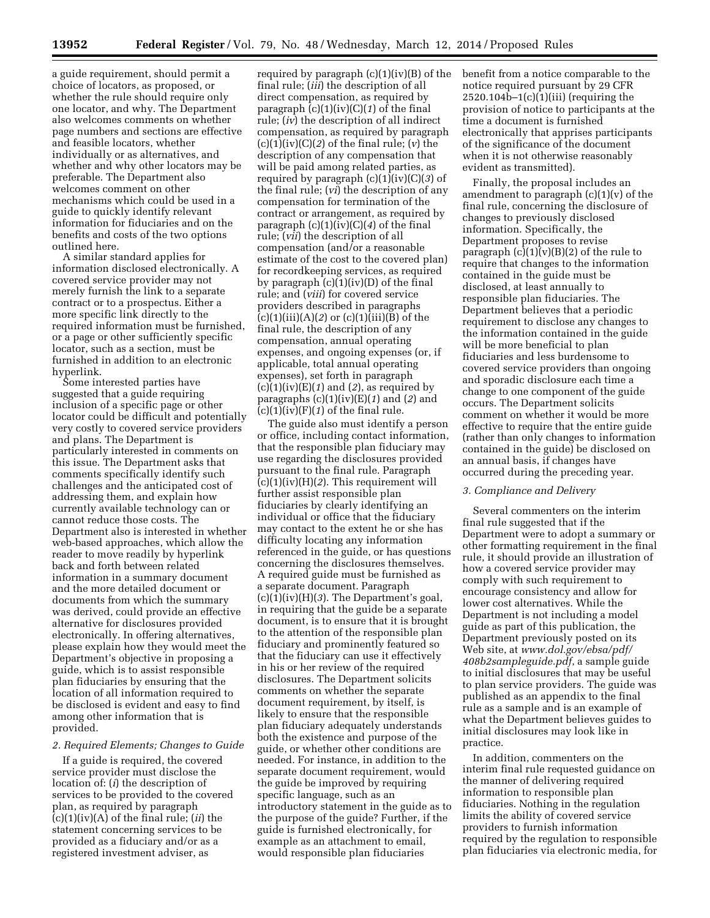a guide requirement, should permit a choice of locators, as proposed, or whether the rule should require only one locator, and why. The Department also welcomes comments on whether page numbers and sections are effective and feasible locators, whether individually or as alternatives, and whether and why other locators may be preferable. The Department also welcomes comment on other mechanisms which could be used in a guide to quickly identify relevant information for fiduciaries and on the benefits and costs of the two options outlined here.

A similar standard applies for information disclosed electronically. A covered service provider may not merely furnish the link to a separate contract or to a prospectus. Either a more specific link directly to the required information must be furnished, or a page or other sufficiently specific locator, such as a section, must be furnished in addition to an electronic hyperlink.

Some interested parties have suggested that a guide requiring inclusion of a specific page or other locator could be difficult and potentially very costly to covered service providers and plans. The Department is particularly interested in comments on this issue. The Department asks that comments specifically identify such challenges and the anticipated cost of addressing them, and explain how currently available technology can or cannot reduce those costs. The Department also is interested in whether web-based approaches, which allow the reader to move readily by hyperlink back and forth between related information in a summary document and the more detailed document or documents from which the summary was derived, could provide an effective alternative for disclosures provided electronically. In offering alternatives, please explain how they would meet the Department's objective in proposing a guide, which is to assist responsible plan fiduciaries by ensuring that the location of all information required to be disclosed is evident and easy to find among other information that is provided.

### *2. Required Elements; Changes to Guide*

If a guide is required, the covered service provider must disclose the location of: (*i*) the description of services to be provided to the covered plan, as required by paragraph (c)(1)(iv)(A) of the final rule; (*ii*) the statement concerning services to be provided as a fiduciary and/or as a registered investment adviser, as required by paragraph (c)(1)(iv)(B) of the final rule; (*iii*) the description of all direct compensation, as required by paragraph (c)(1)(iv)(C)(*1*) of the final rule; (*iv*) the description of all indirect compensation, as required by paragraph (c)(1)(iv)(C)(*2*) of the final rule; (*v*) the description of any compensation that will be paid among related parties, as required by paragraph (c)(1)(iv)(C)(*3*) of the final rule; (*vi*) the description of any compensation for termination of the contract or arrangement, as required by paragraph (c)(1)(iv)(C)(*4*) of the final rule; (*vii*) the description of all compensation (and/or a reasonable estimate of the cost to the covered plan) for recordkeeping services, as required by paragraph (c)(1)(iv)(D) of the final rule; and (*viii*) for covered service providers described in paragraphs (c)(1)(iii)(A)(*2*) or (c)(1)(iii)(B) of the final rule, the description of any compensation, annual operating expenses, and ongoing expenses (or, if applicable, total annual operating expenses), set forth in paragraph (c)(1)(iv)(E)(*1*) and (*2*), as required by paragraphs (c)(1)(iv)(E)(*1*) and (*2*) and (c)(1)(iv)(F)(*1*) of the final rule.

The guide also must identify a person or office, including contact information, that the responsible plan fiduciary may use regarding the disclosures provided pursuant to the final rule. Paragraph (c)(1)(iv)(H)(*2*). This requirement will further assist responsible plan fiduciaries by clearly identifying an individual or office that the fiduciary may contact to the extent he or she has difficulty locating any information referenced in the guide, or has questions concerning the disclosures themselves. A required guide must be furnished as a separate document. Paragraph (c)(1)(iv)(H)(*3*). The Department's goal, in requiring that the guide be a separate document, is to ensure that it is brought to the attention of the responsible plan fiduciary and prominently featured so that the fiduciary can use it effectively in his or her review of the required disclosures. The Department solicits comments on whether the separate document requirement, by itself, is likely to ensure that the responsible plan fiduciary adequately understands both the existence and purpose of the guide, or whether other conditions are needed. For instance, in addition to the separate document requirement, would the guide be improved by requiring specific language, such as an introductory statement in the guide as to the purpose of the guide? Further, if the guide is furnished electronically, for example as an attachment to email, would responsible plan fiduciaries benefit from a notice comparable to the notice required pursuant by 29 CFR 2520.104b–1(c)(1)(iii) (requiring the provision of notice to participants at the time a document is furnished electronically that apprises participants of the significance of the document when it is not otherwise reasonably evident as transmitted).

Finally, the proposal includes an amendment to paragraph (c)(1)(v) of the final rule, concerning the disclosure of changes to previously disclosed information. Specifically, the Department proposes to revise paragraph (c)(1)(v)(B)(2) of the rule to require that changes to the information contained in the guide must be disclosed, at least annually to responsible plan fiduciaries. The Department believes that a periodic requirement to disclose any changes to the information contained in the guide will be more beneficial to plan fiduciaries and less burdensome to covered service providers than ongoing and sporadic disclosure each time a change to one component of the guide occurs. The Department solicits comment on whether it would be more effective to require that the entire guide (rather than only changes to information contained in the guide) be disclosed on an annual basis, if changes have occurred during the preceding year.

### *3. Compliance and Delivery*

Several commenters on the interim final rule suggested that if the Department were to adopt a summary or other formatting requirement in the final rule, it should provide an illustration of how a covered service provider may comply with such requirement to encourage consistency and allow for lower cost alternatives. While the Department is not including a model guide as part of this publication, the Department previously posted on its Web site, at *www.dol.gov/ebsa/pdf/408b2sampleguide.pdf*, a sample guide to initial disclosures that may be useful to plan service providers. The guide was published as an appendix to the final rule as a sample and is an example of what the Department believes guides to initial disclosures may look like in practice.

In addition, commenters on the interim final rule requested guidance on the manner of delivering required information to responsible plan fiduciaries. Nothing in the regulation limits the ability of covered service providers to furnish information required by the regulation to responsible plan fiduciaries via electronic media, for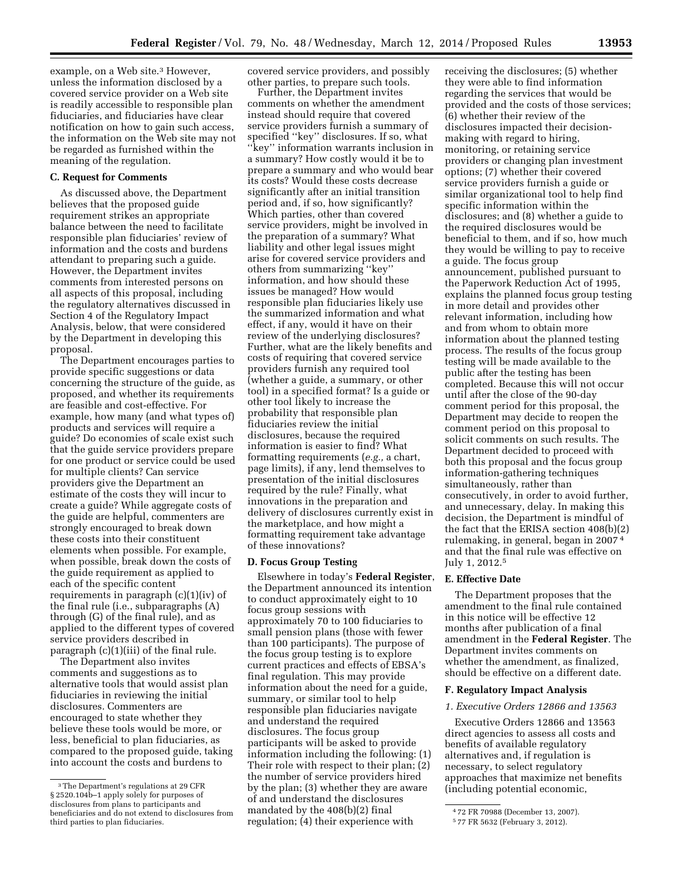example, on a Web site.[3] However, unless the information disclosed by a covered service provider on a Web site is readily accessible to responsible plan fiduciaries, and fiduciaries have clear notification on how to gain such access, the information on the Web site may not be regarded as furnished within the meaning of the regulation.

### C. Request for Comments

As discussed above, the Department believes that the proposed guide requirement strikes an appropriate balance between the need to facilitate responsible plan fiduciaries' review of information and the costs and burdens attendant to preparing such a guide. However, the Department invites comments from interested persons on all aspects of this proposal, including the regulatory alternatives discussed in Section 4 of the Regulatory Impact Analysis, below, that were considered by the Department in developing this proposal.

The Department encourages parties to provide specific suggestions or data concerning the structure of the guide, as proposed, and whether its requirements are feasible and cost-effective. For example, how many (and what types of) products and services will require a guide? Do economies of scale exist such that the guide service providers prepare for one product or service could be used for multiple clients? Can service providers give the Department an estimate of the costs they will incur to create a guide? While aggregate costs of the guide are helpful, commenters are strongly encouraged to break down these costs into their constituent elements when possible. For example, when possible, break down the costs of the guide requirement as applied to each of the specific content requirements in paragraph (c)(1)(iv) of the final rule (i.e., subparagraphs (A) through (G) of the final rule), and as applied to the different types of covered service providers described in paragraph (c)(1)(iii) of the final rule.

The Department also invites comments and suggestions as to alternative tools that would assist plan fiduciaries in reviewing the initial disclosures. Commenters are encouraged to state whether they believe these tools would be more, or less, beneficial to plan fiduciaries, as compared to the proposed guide, taking into account the costs and burdens to covered service providers, and possibly other parties, to prepare such tools.

Further, the Department invites comments on whether the amendment instead should require that covered service providers furnish a summary of specified "key" disclosures. If so, what "key" information warrants inclusion in a summary? How costly would it be to prepare a summary and who would bear its costs? Would these costs decrease significantly after an initial transition period and, if so, how significantly? Which parties, other than covered service providers, might be involved in the preparation of a summary? What liability and other legal issues might arise for covered service providers and others from summarizing "key" information, and how should these issues be managed? How would responsible plan fiduciaries likely use the summarized information and what effect, if any, would it have on their review of the underlying disclosures? Further, what are the likely benefits and costs of requiring that covered service providers furnish any required tool (whether a guide, a summary, or other tool) in a specified format? Is a guide or other tool likely to increase the probability that responsible plan fiduciaries review the initial disclosures, because the required information is easier to find? What formatting requirements (*e.g.,* a chart, page limits), if any, lend themselves to presentation of the initial disclosures required by the rule? Finally, what innovations in the preparation and delivery of disclosures currently exist in the marketplace, and how might a formatting requirement take advantage of these innovations?

### D. Focus Group Testing

Elsewhere in today's **Federal Register**, the Department announced its intention to conduct approximately eight to 10 focus group sessions with approximately 70 to 100 fiduciaries to small pension plans (those with fewer than 100 participants). The purpose of the focus group testing is to explore current practices and effects of EBSA's final regulation. This may provide information about the need for a guide, summary, or similar tool to help responsible plan fiduciaries navigate and understand the required disclosures. The focus group participants will be asked to provide information including the following: (1) Their role with respect to their plan; (2) the number of service providers hired by the plan; (3) whether they are aware of and understand the disclosures mandated by the 408(b)(2) final regulation; (4) their experience with receiving the disclosures; (5) whether they were able to find information regarding the services that would be provided and the costs of those services; (6) whether their review of the disclosures impacted their decision-making with regard to hiring, monitoring, or retaining service providers or changing plan investment options; (7) whether their covered service providers furnish a guide or similar organizational tool to help find specific information within the disclosures; and (8) whether a guide to the required disclosures would be beneficial to them, and if so, how much they would be willing to pay to receive a guide. The focus group announcement, published pursuant to the Paperwork Reduction Act of 1995, explains the planned focus group testing in more detail and provides other relevant information, including how and from whom to obtain more information about the planned testing process. The results of the focus group testing will be made available to the public after the testing has been completed. Because this will not occur until after the close of the 90-day comment period for this proposal, the Department may decide to reopen the comment period on this proposal to solicit comments on such results. The Department decided to proceed with both this proposal and the focus group information-gathering techniques simultaneously, rather than consecutively, in order to avoid further, and unnecessary, delay. In making this decision, the Department is mindful of the fact that the ERISA section 408(b)(2) rulemaking, in general, began in 2007[4] and that the final rule was effective on July 1, 2012.[5]

### E. Effective Date

The Department proposes that the amendment to the final rule contained in this notice will be effective 12 months after publication of a final amendment in the **Federal Register**. The Department invites comments on whether the amendment, as finalized, should be effective on a different date.

### F. Regulatory Impact Analysis

#### *1. Executive Orders 12866 and 13563*

Executive Orders 12866 and 13563 direct agencies to assess all costs and benefits of available regulatory alternatives and, if regulation is necessary, to select regulatory approaches that maximize net benefits (including potential economic,

---

[3] The Department's regulations at 29 CFR § 2520.104b–1 apply solely for purposes of disclosures from plans to participants and beneficiaries and do not extend to disclosures from third parties to plan fiduciaries.

[4] 72 FR 70988 (December 13, 2007).

[5] 77 FR 5632 (February 3, 2012).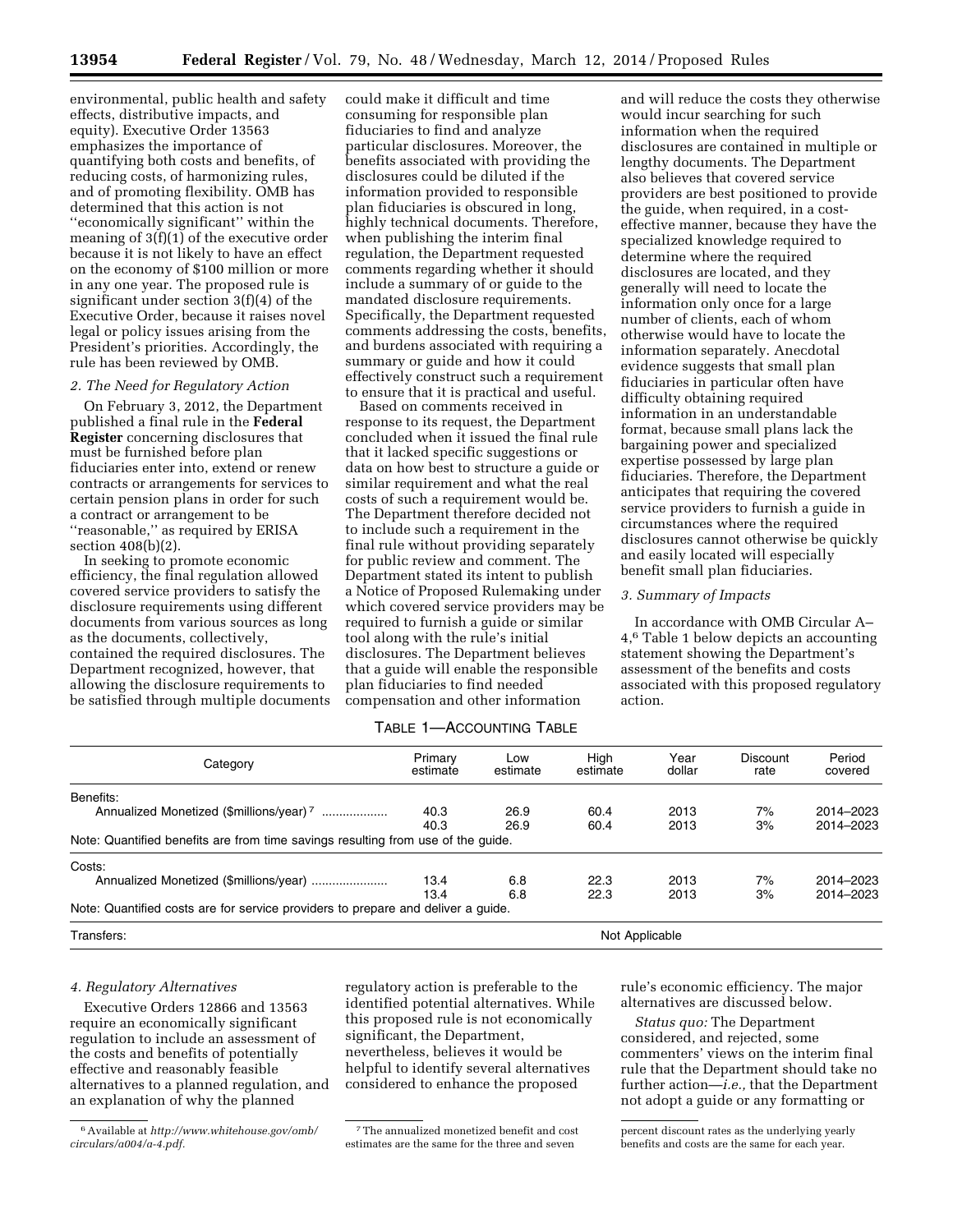environmental, public health and safety effects, distributive impacts, and equity). Executive Order 13563 emphasizes the importance of quantifying both costs and benefits, of reducing costs, of harmonizing rules, and of promoting flexibility. OMB has determined that this action is not ''economically significant'' within the meaning of 3(f)(1) of the executive order because it is not likely to have an effect on the economy of $100 million or more in any one year. The proposed rule is significant under section 3(f)(4) of the Executive Order, because it raises novel legal or policy issues arising from the President's priorities. Accordingly, the rule has been reviewed by OMB.

*2. The Need for Regulatory Action*

On February 3, 2012, the Department published a final rule in the **Federal Register** concerning disclosures that must be furnished before plan fiduciaries enter into, extend or renew contracts or arrangements for services to certain pension plans in order for such a contract or arrangement to be ''reasonable,'' as required by ERISA section 408(b)(2).

In seeking to promote economic efficiency, the final regulation allowed covered service providers to satisfy the disclosure requirements using different documents from various sources as long as the documents, collectively, contained the required disclosures. The Department recognized, however, that allowing the disclosure requirements to be satisfied through multiple documents could make it difficult and time consuming for responsible plan fiduciaries to find and analyze particular disclosures. Moreover, the benefits associated with providing the disclosures could be diluted if the information provided to responsible plan fiduciaries is obscured in long, highly technical documents. Therefore, when publishing the interim final regulation, the Department requested comments regarding whether it should include a summary of or guide to the mandated disclosure requirements. Specifically, the Department requested comments addressing the costs, benefits, and burdens associated with requiring a summary or guide and how it could effectively construct such a requirement to ensure that it is practical and useful.

Based on comments received in response to its request, the Department concluded when it issued the final rule that it lacked specific suggestions or data on how best to structure a guide or similar requirement and what the real costs of such a requirement would be. The Department therefore decided not to include such a requirement in the final rule without providing separately for public review and comment. The Department stated its intent to publish a Notice of Proposed Rulemaking under which covered service providers may be required to furnish a guide or similar tool along with the rule's initial disclosures. The Department believes that a guide will enable the responsible plan fiduciaries to find needed compensation and other information and will reduce the costs they otherwise would incur searching for such information when the required disclosures are contained in multiple or lengthy documents. The Department also believes that covered service providers are best positioned to provide the guide, when required, in a cost-effective manner, because they have the specialized knowledge required to determine where the required disclosures are located, and they generally will need to locate the information only once for a large number of clients, each of whom otherwise would have to locate the information separately. Anecdotal evidence suggests that small plan fiduciaries in particular often have difficulty obtaining required information in an understandable format, because small plans lack the bargaining power and specialized expertise possessed by large plan fiduciaries. Therefore, the Department anticipates that requiring the covered service providers to furnish a guide in circumstances where the required disclosures cannot otherwise be quickly and easily located will especially benefit small plan fiduciaries.

*3. Summary of Impacts*

In accordance with OMB Circular A–4,[6] Table 1 below depicts an accounting statement showing the Department's assessment of the benefits and costs associated with this proposed regulatory action.

TABLE 1—ACCOUNTING TABLE

| Category | Primary estimate | Low estimate | High estimate | Year dollar | Discount rate | Period covered |
|---|---|---|---|---|---|---|
| Benefits: | | | | | | |
| Annualized Monetized ($millions/year)[7] | 40.3 | 26.9 | 60.4 | 2013 | 7% | 2014–2023 |
| | 40.3 | 26.9 | 60.4 | 2013 | 3% | 2014–2023 |
| Note: Quantified benefits are from time savings resulting from use of the guide. | | | | | | |
| Costs: | | | | | | |
| Annualized Monetized ($millions/year) | 13.4 | 6.8 | 22.3 | 2013 | 7% | 2014–2023 |
| | 13.4 | 6.8 | 22.3 | 2013 | 3% | 2014–2023 |
| Note: Quantified costs are for service providers to prepare and deliver a guide. | | | | | | |
| Transfers: | Not Applicable | | | | | |

*4. Regulatory Alternatives*

Executive Orders 12866 and 13563 require an economically significant regulation to include an assessment of the costs and benefits of potentially effective and reasonably feasible alternatives to a planned regulation, and an explanation of why the planned regulatory action is preferable to the identified potential alternatives. While this proposed rule is not economically significant, the Department, nevertheless, believes it would be helpful to identify several alternatives considered to enhance the proposed rule's economic efficiency. The major alternatives are discussed below.

*Status quo:* The Department considered, and rejected, some commenters' views on the interim final rule that the Department should take no further action—*i.e.,* that the Department not adopt a guide or any formatting or

[6] Available at *http://www.whitehouse.gov/omb/circulars/a004/a-4.pdf.*

[7] The annualized monetized benefit and cost estimates are the same for the three and seven percent discount rates as the underlying yearly benefits and costs are the same for each year.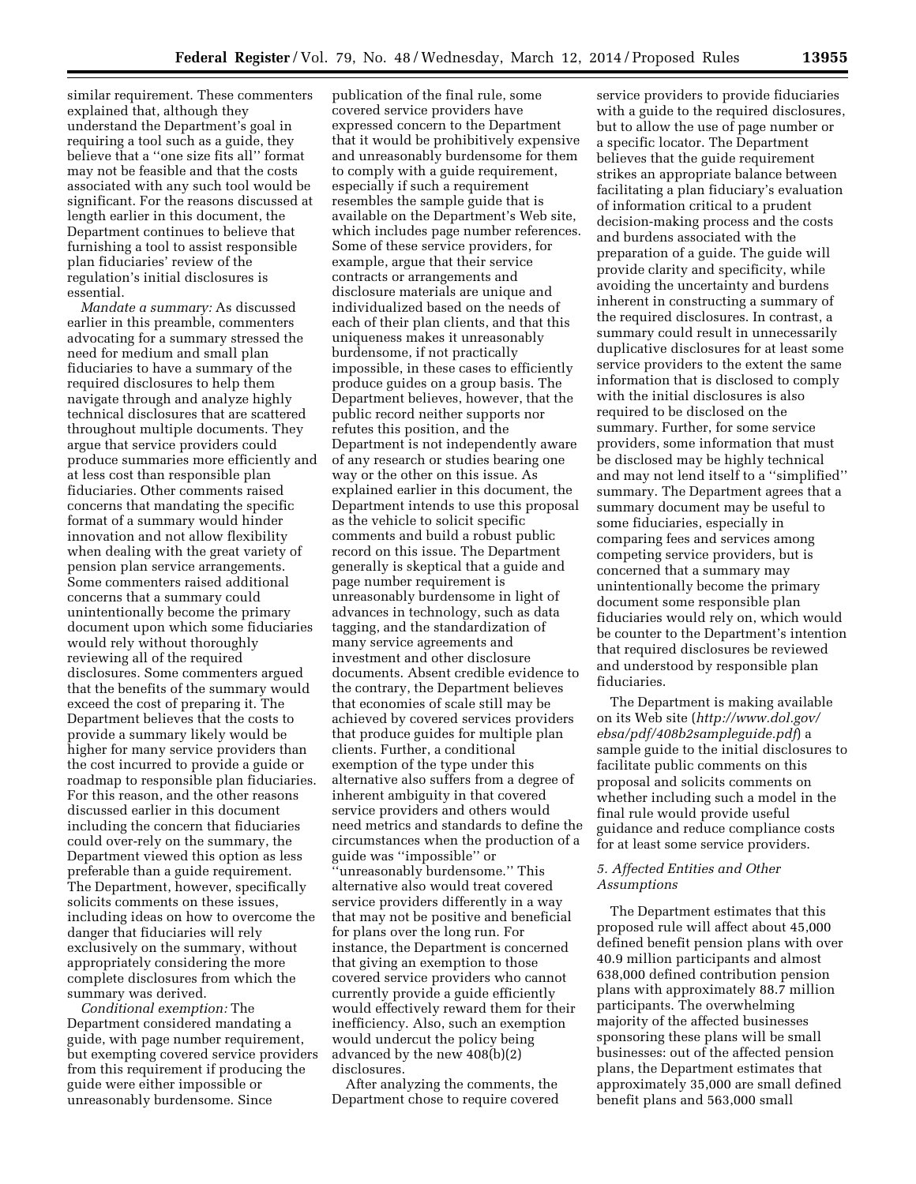similar requirement. These commenters explained that, although they understand the Department's goal in requiring a tool such as a guide, they believe that a ''one size fits all'' format may not be feasible and that the costs associated with any such tool would be significant. For the reasons discussed at length earlier in this document, the Department continues to believe that furnishing a tool to assist responsible plan fiduciaries' review of the regulation's initial disclosures is essential.

*Mandate a summary:* As discussed earlier in this preamble, commenters advocating for a summary stressed the need for medium and small plan fiduciaries to have a summary of the required disclosures to help them navigate through and analyze highly technical disclosures that are scattered throughout multiple documents. They argue that service providers could produce summaries more efficiently and at less cost than responsible plan fiduciaries. Other comments raised concerns that mandating the specific format of a summary would hinder innovation and not allow flexibility when dealing with the great variety of pension plan service arrangements. Some commenters raised additional concerns that a summary could unintentionally become the primary document upon which some fiduciaries would rely without thoroughly reviewing all of the required disclosures. Some commenters argued that the benefits of the summary would exceed the cost of preparing it. The Department believes that the costs to provide a summary likely would be higher for many service providers than the cost incurred to provide a guide or roadmap to responsible plan fiduciaries. For this reason, and the other reasons discussed earlier in this document including the concern that fiduciaries could over-rely on the summary, the Department viewed this option as less preferable than a guide requirement. The Department, however, specifically solicits comments on these issues, including ideas on how to overcome the danger that fiduciaries will rely exclusively on the summary, without appropriately considering the more complete disclosures from which the summary was derived.

*Conditional exemption:* The Department considered mandating a guide, with page number requirement, but exempting covered service providers from this requirement if producing the guide were either impossible or unreasonably burdensome. Since publication of the final rule, some covered service providers have expressed concern to the Department that it would be prohibitively expensive and unreasonably burdensome for them to comply with a guide requirement, especially if such a requirement resembles the sample guide that is available on the Department's Web site, which includes page number references. Some of these service providers, for example, argue that their service contracts or arrangements and disclosure materials are unique and individualized based on the needs of each of their plan clients, and that this uniqueness makes it unreasonably burdensome, if not practically impossible, in these cases to efficiently produce guides on a group basis. The Department believes, however, that the public record neither supports nor refutes this position, and the Department is not independently aware of any research or studies bearing one way or the other on this issue. As explained earlier in this document, the Department intends to use this proposal as the vehicle to solicit specific comments and build a robust public record on this issue. The Department generally is skeptical that a guide and page number requirement is unreasonably burdensome in light of advances in technology, such as data tagging, and the standardization of many service agreements and investment and other disclosure documents. Absent credible evidence to the contrary, the Department believes that economies of scale still may be achieved by covered services providers that produce guides for multiple plan clients. Further, a conditional exemption of the type under this alternative also suffers from a degree of inherent ambiguity in that covered service providers and others would need metrics and standards to define the circumstances when the production of a guide was ''impossible'' or ''unreasonably burdensome.'' This alternative also would treat covered service providers differently in a way that may not be positive and beneficial for plans over the long run. For instance, the Department is concerned that giving an exemption to those covered service providers who cannot currently provide a guide efficiently would effectively reward them for their inefficiency. Also, such an exemption would undercut the policy being advanced by the new 408(b)(2) disclosures.

After analyzing the comments, the Department chose to require covered service providers to provide fiduciaries with a guide to the required disclosures, but to allow the use of page number or a specific locator. The Department believes that the guide requirement strikes an appropriate balance between facilitating a plan fiduciary's evaluation of information critical to a prudent decision-making process and the costs and burdens associated with the preparation of a guide. The guide will provide clarity and specificity, while avoiding the uncertainty and burdens inherent in constructing a summary of the required disclosures. In contrast, a summary could result in unnecessarily duplicative disclosures for at least some service providers to the extent the same information that is disclosed to comply with the initial disclosures is also required to be disclosed on the summary. Further, for some service providers, some information that must be disclosed may be highly technical and may not lend itself to a ''simplified'' summary. The Department agrees that a summary document may be useful to some fiduciaries, especially in comparing fees and services among competing service providers, but is concerned that a summary may unintentionally become the primary document some responsible plan fiduciaries would rely on, which would be counter to the Department's intention that required disclosures be reviewed and understood by responsible plan fiduciaries.

The Department is making available on its Web site (*http://www.dol.gov/ebsa/pdf/408b2sampleguide.pdf*) a sample guide to the initial disclosures to facilitate public comments on this proposal and solicits comments on whether including such a model in the final rule would provide useful guidance and reduce compliance costs for at least some service providers.

### 5. Affected Entities and Other Assumptions

The Department estimates that this proposed rule will affect about 45,000 defined benefit pension plans with over 40.9 million participants and almost 638,000 defined contribution pension plans with approximately 88.7 million participants. The overwhelming majority of the affected businesses sponsoring these plans will be small businesses: out of the affected pension plans, the Department estimates that approximately 35,000 are small defined benefit plans and 563,000 small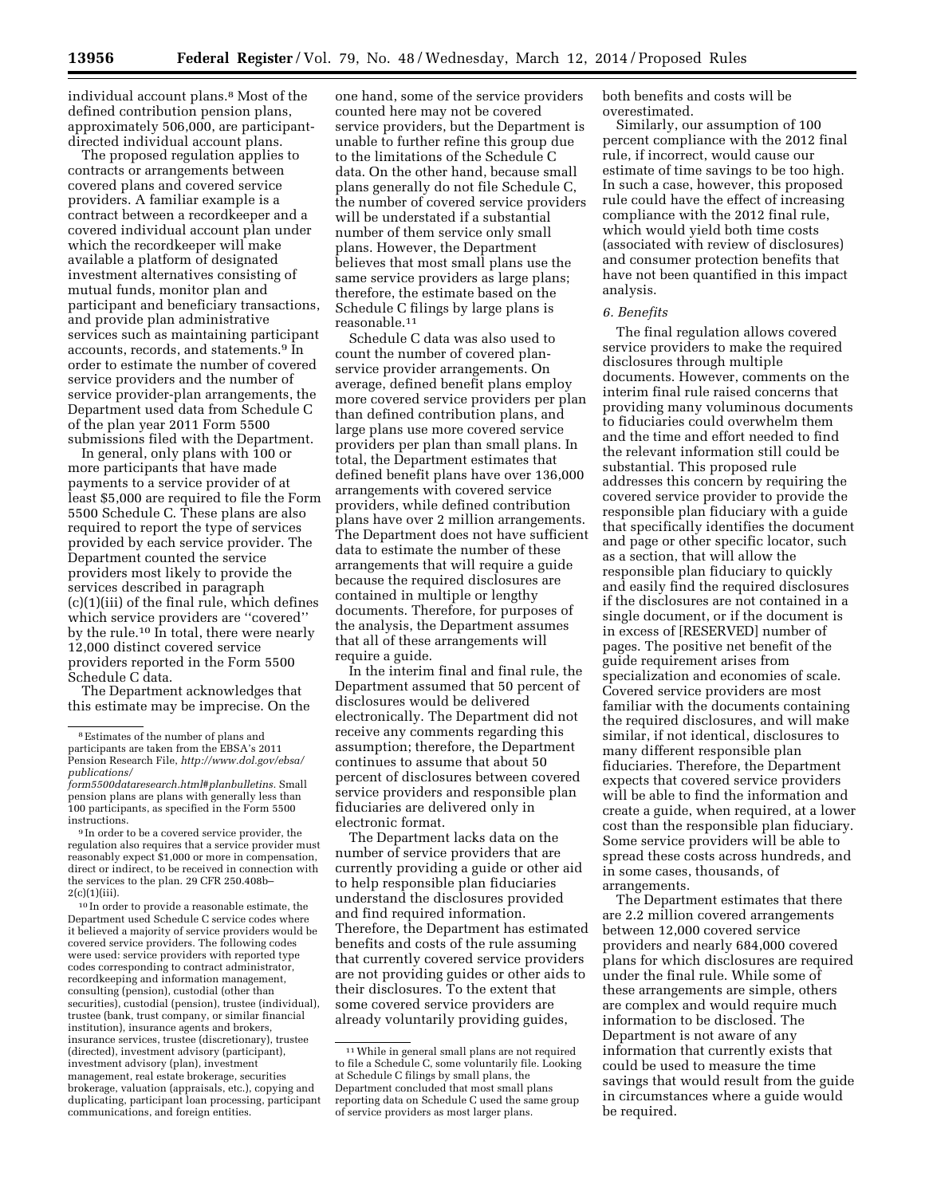individual account plans.[8] Most of the defined contribution pension plans, approximately 506,000, are participant-directed individual account plans.

The proposed regulation applies to contracts or arrangements between covered plans and covered service providers. A familiar example is a contract between a recordkeeper and a covered individual account plan under which the recordkeeper will make available a platform of designated investment alternatives consisting of mutual funds, monitor plan and participant and beneficiary transactions, and provide plan administrative services such as maintaining participant accounts, records, and statements.[9] In order to estimate the number of covered service providers and the number of service provider-plan arrangements, the Department used data from Schedule C of the plan year 2011 Form 5500 submissions filed with the Department.

In general, only plans with 100 or more participants that have made payments to a service provider of at least $5,000 are required to file the Form 5500 Schedule C. These plans are also required to report the type of services provided by each service provider. The Department counted the service providers most likely to provide the services described in paragraph (c)(1)(iii) of the final rule, which defines which service providers are "covered" by the rule.[10] In total, there were nearly 12,000 distinct covered service providers reported in the Form 5500 Schedule C data.

The Department acknowledges that this estimate may be imprecise. On the one hand, some of the service providers counted here may not be covered service providers, but the Department is unable to further refine this group due to the limitations of the Schedule C data. On the other hand, because small plans generally do not file Schedule C, the number of covered service providers will be understated if a substantial number of them service only small plans. However, the Department believes that most small plans use the same service providers as large plans; therefore, the estimate based on the Schedule C filings by large plans is reasonable.[11]

Schedule C data was also used to count the number of covered plan-service provider arrangements. On average, defined benefit plans employ more covered service providers per plan than defined contribution plans, and large plans use more covered service providers per plan than small plans. In total, the Department estimates that defined benefit plans have over 136,000 arrangements with covered service providers, while defined contribution plans have over 2 million arrangements. The Department does not have sufficient data to estimate the number of these arrangements that will require a guide because the required disclosures are contained in multiple or lengthy documents. Therefore, for purposes of the analysis, the Department assumes that all of these arrangements will require a guide.

In the interim final and final rule, the Department assumed that 50 percent of disclosures would be delivered electronically. The Department did not receive any comments regarding this assumption; therefore, the Department continues to assume that about 50 percent of disclosures between covered service providers and responsible plan fiduciaries are delivered only in electronic format.

The Department lacks data on the number of service providers that are currently providing a guide or other aid to help responsible plan fiduciaries understand the disclosures provided and find required information. Therefore, the Department has estimated benefits and costs of the rule assuming that currently covered service providers are not providing guides or other aids to their disclosures. To the extent that some covered service providers are already voluntarily providing guides, both benefits and costs will be overestimated.

Similarly, our assumption of 100 percent compliance with the 2012 final rule, if incorrect, would cause our estimate of time savings to be too high. In such a case, however, this proposed rule could have the effect of increasing compliance with the 2012 final rule, which would yield both time costs (associated with review of disclosures) and consumer protection benefits that have not been quantified in this impact analysis.

*6. Benefits*

The final regulation allows covered service providers to make the required disclosures through multiple documents. However, comments on the interim final rule raised concerns that providing many voluminous documents to fiduciaries could overwhelm them and the time and effort needed to find the relevant information still could be substantial. This proposed rule addresses this concern by requiring the covered service provider to provide the responsible plan fiduciary with a guide that specifically identifies the document and page or other specific locator, such as a section, that will allow the responsible plan fiduciary to quickly and easily find the required disclosures if the disclosures are not contained in a single document, or if the document is in excess of [RESERVED] number of pages. The positive net benefit of the guide requirement arises from specialization and economies of scale. Covered service providers are most familiar with the documents containing the required disclosures, and will make similar, if not identical, disclosures to many different responsible plan fiduciaries. Therefore, the Department expects that covered service providers will be able to find the information and create a guide, when required, at a lower cost than the responsible plan fiduciary. Some service providers will be able to spread these costs across hundreds, and in some cases, thousands, of arrangements.

The Department estimates that there are 2.2 million covered arrangements between 12,000 covered service providers and nearly 684,000 covered plans for which disclosures are required under the final rule. While some of these arrangements are simple, others are complex and would require much information to be disclosed. The Department is not aware of any information that currently exists that could be used to measure the time savings that would result from the guide in circumstances where a guide would be required.

---

[8] Estimates of the number of plans and participants are taken from the EBSA's 2011 Pension Research File, *http://www.dol.gov/ebsa/publications/form5500dataresearch.html#planbulletins.* Small pension plans are plans with generally less than 100 participants, as specified in the Form 5500 instructions.

[9] In order to be a covered service provider, the regulation also requires that a service provider must reasonably expect $1,000 or more in compensation, direct or indirect, to be received in connection with the services to the plan. 29 CFR 250.408b–2(c)(1)(iii).

[10] In order to provide a reasonable estimate, the Department used Schedule C service codes where it believed a majority of service providers would be covered service providers. The following codes were used: service providers with reported type codes corresponding to contract administrator, recordkeeping and information management, consulting (pension), custodial (other than securities), custodial (pension), trustee (individual), trustee (bank, trust company, or similar financial institution), insurance agents and brokers, insurance services, trustee (discretionary), trustee (directed), investment advisory (participant), investment advisory (plan), investment management, real estate brokerage, securities brokerage, valuation (appraisals, etc.), copying and duplicating, participant loan processing, participant communications, and foreign entities.

[11] While in general small plans are not required to file a Schedule C, some voluntarily file. Looking at Schedule C filings by small plans, the Department concluded that most small plans reporting data on Schedule C used the same group of service providers as most larger plans.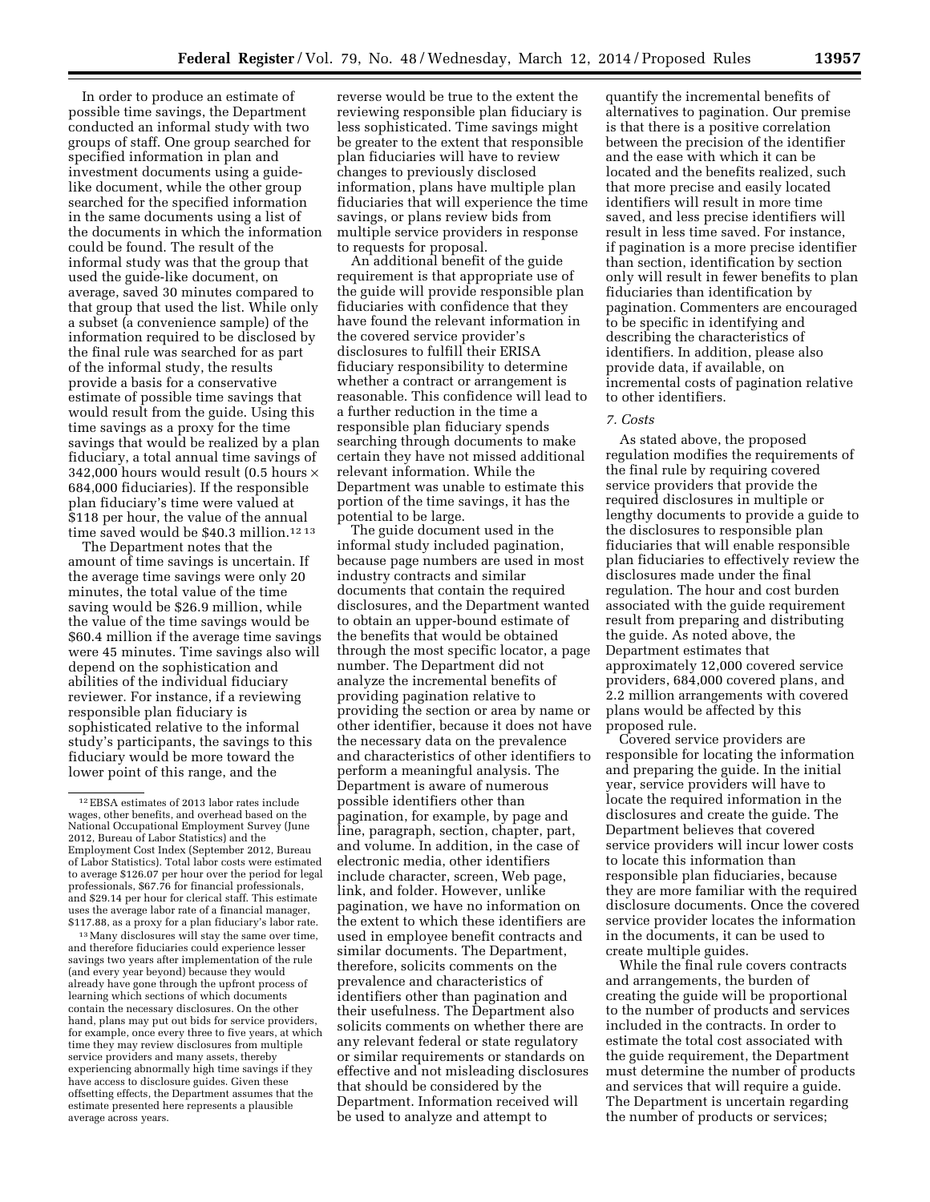In order to produce an estimate of possible time savings, the Department conducted an informal study with two groups of staff. One group searched for specified information in plan and investment documents using a guide-like document, while the other group searched for the specified information in the same documents using a list of the documents in which the information could be found. The result of the informal study was that the group that used the guide-like document, on average, saved 30 minutes compared to that group that used the list. While only a subset (a convenience sample) of the information required to be disclosed by the final rule was searched for as part of the informal study, the results provide a basis for a conservative estimate of possible time savings that would result from the guide. Using this time savings as a proxy for the time savings that would be realized by a plan fiduciary, a total annual time savings of 342,000 hours would result (0.5 hours × 684,000 fiduciaries). If the responsible plan fiduciary's time were valued at \$118 per hour, the value of the annual time saved would be \$40.3 million.[12] [13]

The Department notes that the amount of time savings is uncertain. If the average time savings were only 20 minutes, the total value of the time saving would be \$26.9 million, while the value of the time savings would be \$60.4 million if the average time savings were 45 minutes. Time savings also will depend on the sophistication and abilities of the individual fiduciary reviewer. For instance, if a reviewing responsible plan fiduciary is sophisticated relative to the informal study's participants, the savings to this fiduciary would be more toward the lower point of this range, and the reverse would be true to the extent the reviewing responsible plan fiduciary is less sophisticated. Time savings might be greater to the extent that responsible plan fiduciaries will have to review changes to previously disclosed information, plans have multiple plan fiduciaries that will experience the time savings, or plans review bids from multiple service providers in response to requests for proposal.

An additional benefit of the guide requirement is that appropriate use of the guide will provide responsible plan fiduciaries with confidence that they have found the relevant information in the covered service provider's disclosures to fulfill their ERISA fiduciary responsibility to determine whether a contract or arrangement is reasonable. This confidence will lead to a further reduction in the time a responsible plan fiduciary spends searching through documents to make certain they have not missed additional relevant information. While the Department was unable to estimate this portion of the time savings, it has the potential to be large.

The guide document used in the informal study included pagination, because page numbers are used in most industry contracts and similar documents that contain the required disclosures, and the Department wanted to obtain an upper-bound estimate of the benefits that would be obtained through the most specific locator, a page number. The Department did not analyze the incremental benefits of providing pagination relative to providing the section or area by name or other identifier, because it does not have the necessary data on the prevalence and characteristics of other identifiers to perform a meaningful analysis. The Department is aware of numerous possible identifiers other than pagination, for example, by page and line, paragraph, section, chapter, part, and volume. In addition, in the case of electronic media, other identifiers include character, screen, Web page, link, and folder. However, unlike pagination, we have no information on the extent to which these identifiers are used in employee benefit contracts and similar documents. The Department, therefore, solicits comments on the prevalence and characteristics of identifiers other than pagination and their usefulness. The Department also solicits comments on whether there are any relevant federal or state regulatory or similar requirements or standards on effective and not misleading disclosures that should be considered by the Department. Information received will be used to analyze and attempt to quantify the incremental benefits of alternatives to pagination. Our premise is that there is a positive correlation between the precision of the identifier and the ease with which it can be located and the benefits realized, such that more precise and easily located identifiers will result in more time saved, and less precise identifiers will result in less time saved. For instance, if pagination is a more precise identifier than section, identification by section only will result in fewer benefits to plan fiduciaries than identification by pagination. Commenters are encouraged to be specific in identifying and describing the characteristics of identifiers. In addition, please also provide data, if available, on incremental costs of pagination relative to other identifiers.

### *7. Costs*

As stated above, the proposed regulation modifies the requirements of the final rule by requiring covered service providers that provide the required disclosures in multiple or lengthy documents to provide a guide to the disclosures to responsible plan fiduciaries that will enable responsible plan fiduciaries to effectively review the disclosures made under the final regulation. The hour and cost burden associated with the guide requirement result from preparing and distributing the guide. As noted above, the Department estimates that approximately 12,000 covered service providers, 684,000 covered plans, and 2.2 million arrangements with covered plans would be affected by this proposed rule.

Covered service providers are responsible for locating the information and preparing the guide. In the initial year, service providers will have to locate the required information in the disclosures and create the guide. The Department believes that covered service providers will incur lower costs to locate this information than responsible plan fiduciaries, because they are more familiar with the required disclosure documents. Once the covered service provider locates the information in the documents, it can be used to create multiple guides.

While the final rule covers contracts and arrangements, the burden of creating the guide will be proportional to the number of products and services included in the contracts. In order to estimate the total cost associated with the guide requirement, the Department must determine the number of products and services that will require a guide. The Department is uncertain regarding the number of products or services;

---

[12] EBSA estimates of 2013 labor rates include wages, other benefits, and overhead based on the National Occupational Employment Survey (June 2012, Bureau of Labor Statistics) and the Employment Cost Index (September 2012, Bureau of Labor Statistics). Total labor costs were estimated to average \$126.07 per hour over the period for legal professionals, \$67.76 for financial professionals, and \$29.14 per hour for clerical staff. This estimate uses the average labor rate of a financial manager, \$117.88, as a proxy for a plan fiduciary's labor rate.

[13] Many disclosures will stay the same over time, and therefore fiduciaries could experience lesser savings two years after implementation of the rule (and every year beyond) because they would already have gone through the upfront process of learning which sections of which documents contain the necessary disclosures. On the other hand, plans may put out bids for service providers, for example, once every three to five years, at which time they may review disclosures from multiple service providers and many assets, thereby experiencing abnormally high time savings if they have access to disclosure guides. Given these offsetting effects, the Department assumes that the estimate presented here represents a plausible average across years.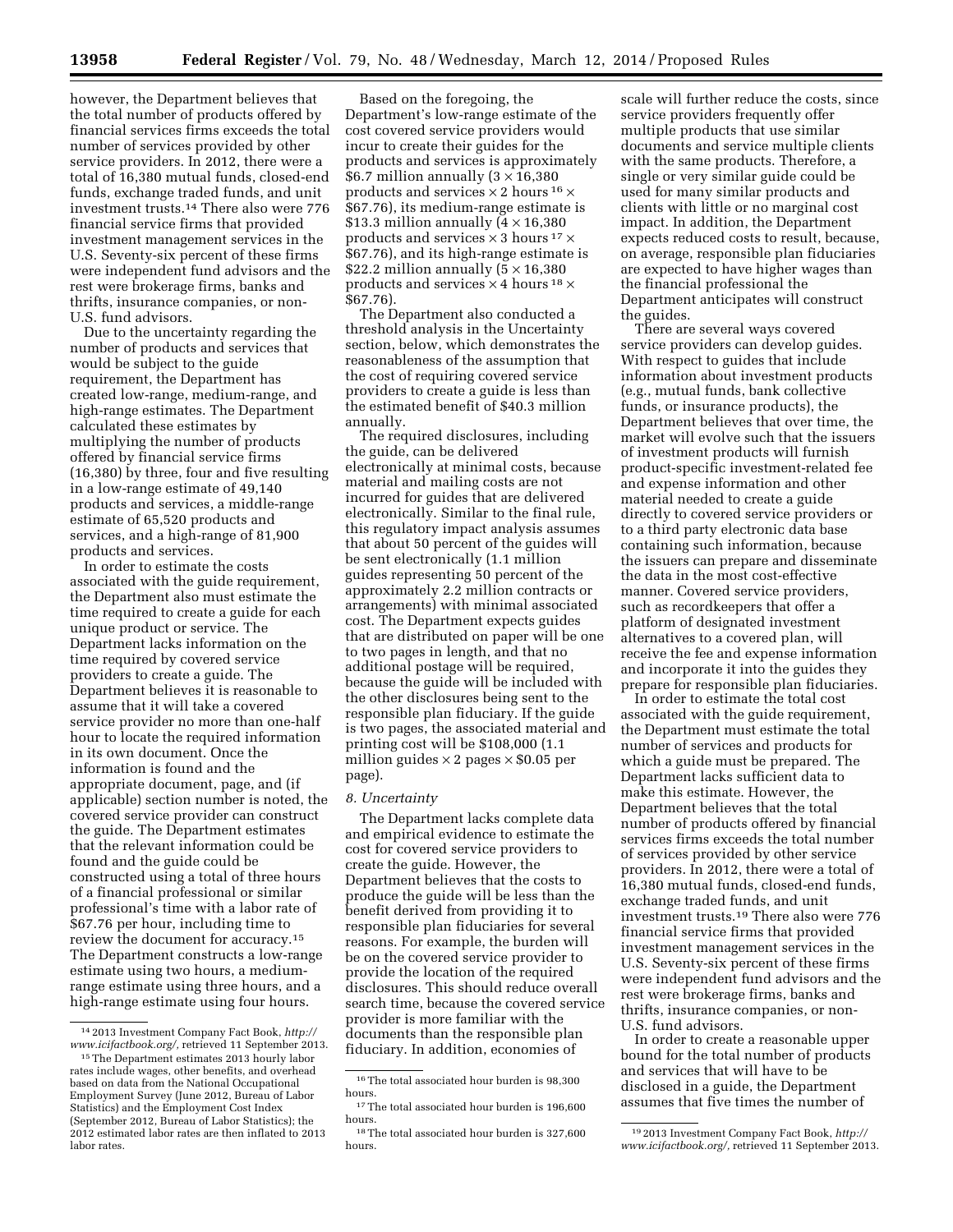however, the Department believes that the total number of products offered by financial services firms exceeds the total number of services provided by other service providers. In 2012, there were a total of 16,380 mutual funds, closed-end funds, exchange traded funds, and unit investment trusts.[14] There also were 776 financial service firms that provided investment management services in the U.S. Seventy-six percent of these firms were independent fund advisors and the rest were brokerage firms, banks and thrifts, insurance companies, or non-U.S. fund advisors.

Due to the uncertainty regarding the number of products and services that would be subject to the guide requirement, the Department has created low-range, medium-range, and high-range estimates. The Department calculated these estimates by multiplying the number of products offered by financial service firms (16,380) by three, four and five resulting in a low-range estimate of 49,140 products and services, a middle-range estimate of 65,520 products and services, and a high-range of 81,900 products and services.

In order to estimate the costs associated with the guide requirement, the Department also must estimate the time required to create a guide for each unique product or service. The Department lacks information on the time required by covered service providers to create a guide. The Department believes it is reasonable to assume that it will take a covered service provider no more than one-half hour to locate the required information in its own document. Once the information is found and the appropriate document, page, and (if applicable) section number is noted, the covered service provider can construct the guide. The Department estimates that the relevant information could be found and the guide could be constructed using a total of three hours of a financial professional or similar professional's time with a labor rate of $67.76 per hour, including time to review the document for accuracy.[15] The Department constructs a low-range estimate using two hours, a medium-range estimate using three hours, and a high-range estimate using four hours.

Based on the foregoing, the Department's low-range estimate of the cost covered service providers would incur to create their guides for the products and services is approximately $6.7 million annually ($3 \times 16,380$ products and services $\times$ 2 hours [16] $\times$ $67.76), its medium-range estimate is $13.3 million annually ($4 \times 16,380$ products and services $\times$ 3 hours [17] $\times$ $67.76), and its high-range estimate is $22.2 million annually ($5 \times 16,380$ products and services $\times$ 4 hours [18] $\times$ $67.76).

The Department also conducted a threshold analysis in the Uncertainty section, below, which demonstrates the reasonableness of the assumption that the cost of requiring covered service providers to create a guide is less than the estimated benefit of $40.3 million annually.

The required disclosures, including the guide, can be delivered electronically at minimal costs, because material and mailing costs are not incurred for guides that are delivered electronically. Similar to the final rule, this regulatory impact analysis assumes that about 50 percent of the guides will be sent electronically (1.1 million guides representing 50 percent of the approximately 2.2 million contracts or arrangements) with minimal associated cost. The Department expects guides that are distributed on paper will be one to two pages in length, and that no additional postage will be required, because the guide will be included with the other disclosures being sent to the responsible plan fiduciary. If the guide is two pages, the associated material and printing cost will be $108,000 (1.1 million guides $\times$ 2 pages $\times$ $0.05 per page).

*8. Uncertainty*

The Department lacks complete data and empirical evidence to estimate the cost for covered service providers to create the guide. However, the Department believes that the costs to produce the guide will be less than the benefit derived from providing it to responsible plan fiduciaries for several reasons. For example, the burden will be on the covered service provider to provide the location of the required disclosures. This should reduce overall search time, because the covered service provider is more familiar with the documents than the responsible plan fiduciary. In addition, economies of scale will further reduce the costs, since service providers frequently offer multiple products that use similar documents and service multiple clients with the same products. Therefore, a single or very similar guide could be used for many similar products and clients with little or no marginal cost impact. In addition, the Department expects reduced costs to result, because, on average, responsible plan fiduciaries are expected to have higher wages than the financial professional the Department anticipates will construct the guides.

There are several ways covered service providers can develop guides. With respect to guides that include information about investment products (*e.g.*, mutual funds, bank collective funds, or insurance products), the Department believes that over time, the market will evolve such that the issuers of investment products will furnish product-specific investment-related fee and expense information and other material needed to create a guide directly to covered service providers or to a third party electronic data base containing such information, because the issuers can prepare and disseminate the data in the most cost-effective manner. Covered service providers, such as recordkeepers that offer a platform of designated investment alternatives to a covered plan, will receive the fee and expense information and incorporate it into the guides they prepare for responsible plan fiduciaries.

In order to estimate the total cost associated with the guide requirement, the Department must estimate the total number of services and products for which a guide must be prepared. The Department lacks sufficient data to make this estimate. However, the Department believes that the total number of products offered by financial services firms exceeds the total number of services provided by other service providers. In 2012, there were a total of 16,380 mutual funds, closed-end funds, exchange traded funds, and unit investment trusts.[19] There also were 776 financial service firms that provided investment management services in the U.S. Seventy-six percent of these firms were independent fund advisors and the rest were brokerage firms, banks and thrifts, insurance companies, or non-U.S. fund advisors.

In order to create a reasonable upper bound for the total number of products and services that will have to be disclosed in a guide, the Department assumes that five times the number of

---

[14] 2013 Investment Company Fact Book, *http://www.icifactbook.org/*, retrieved 11 September 2013.

[15] The Department estimates 2013 hourly labor rates include wages, other benefits, and overhead based on data from the National Occupational Employment Survey (June 2012, Bureau of Labor Statistics) and the Employment Cost Index (September 2012, Bureau of Labor Statistics); the 2012 estimated labor rates are then inflated to 2013 labor rates.

[16] The total associated hour burden is 98,300 hours.

[17] The total associated hour burden is 196,600 hours.

[18] The total associated hour burden is 327,600 hours.

[19] 2013 Investment Company Fact Book, *http://www.icifactbook.org/*, retrieved 11 September 2013.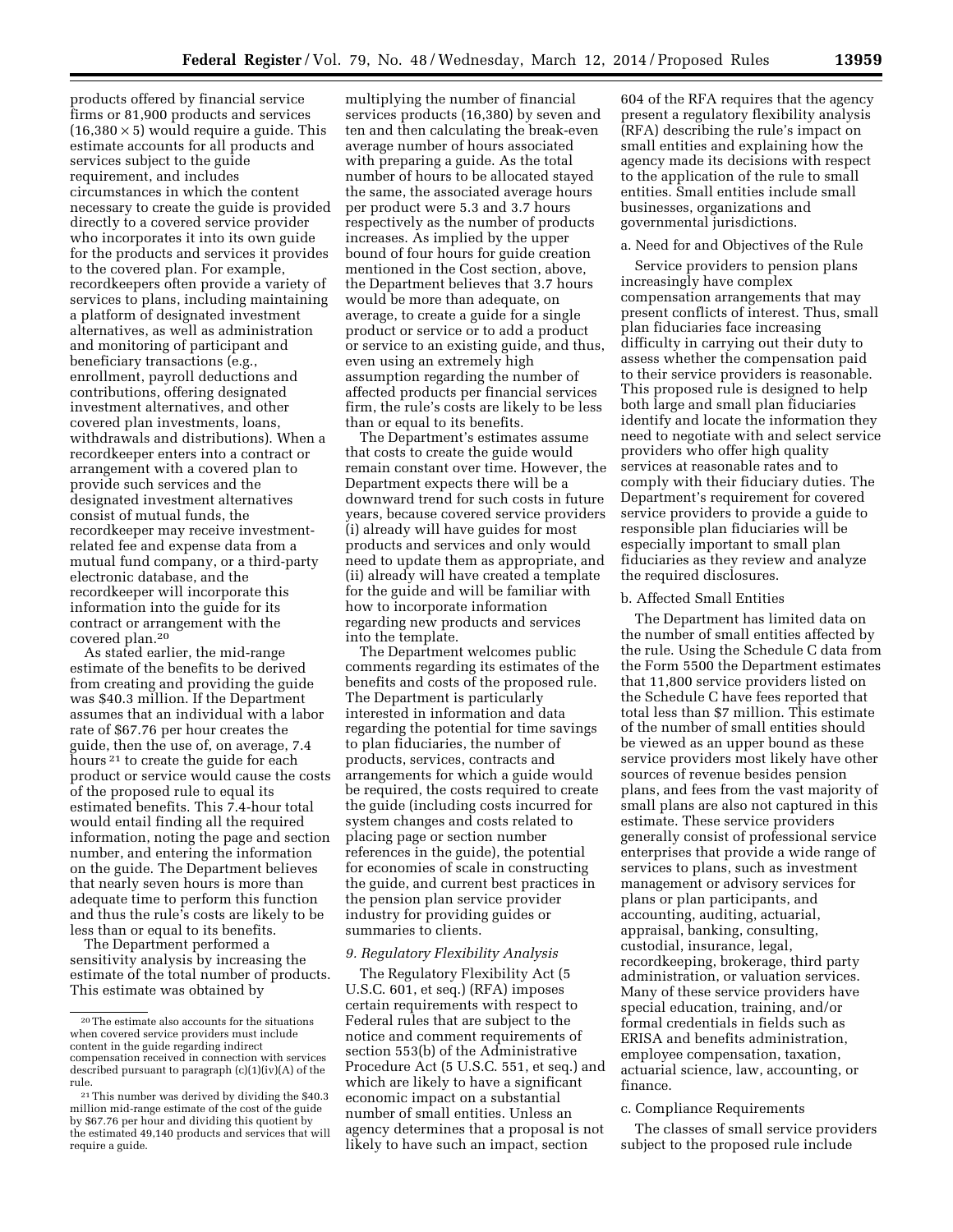products offered by financial service firms or 81,900 products and services ($16,380 \times 5$) would require a guide. This estimate accounts for all products and services subject to the guide requirement, and includes circumstances in which the content necessary to create the guide is provided directly to a covered service provider who incorporates it into its own guide for the products and services it provides to the covered plan. For example, recordkeepers often provide a variety of services to plans, including maintaining a platform of designated investment alternatives, as well as administration and monitoring of participant and beneficiary transactions (e.g., enrollment, payroll deductions and contributions, offering designated investment alternatives, and other covered plan investments, loans, withdrawals and distributions). When a recordkeeper enters into a contract or arrangement with a covered plan to provide such services and the designated investment alternatives consist of mutual funds, the recordkeeper may receive investment-related fee and expense data from a mutual fund company, or a third-party electronic database, and the recordkeeper will incorporate this information into the guide for its contract or arrangement with the covered plan.[20]

As stated earlier, the mid-range estimate of the benefits to be derived from creating and providing the guide was $40.3 million. If the Department assumes that an individual with a labor rate of $67.76 per hour creates the guide, then the use of, on average, 7.4 hours [21] to create the guide for each product or service would cause the costs of the proposed rule to equal its estimated benefits. This 7.4-hour total would entail finding all the required information, noting the page and section number, and entering the information on the guide. The Department believes that nearly seven hours is more than adequate time to perform this function and thus the rule's costs are likely to be less than or equal to its benefits.

The Department performed a sensitivity analysis by increasing the estimate of the total number of products. This estimate was obtained by multiplying the number of financial services products (16,380) by seven and ten and then calculating the break-even average number of hours associated with preparing a guide. As the total number of hours to be allocated stayed the same, the associated average hours per product were 5.3 and 3.7 hours respectively as the number of products increases. As implied by the upper bound of four hours for guide creation mentioned in the Cost section, above, the Department believes that 3.7 hours would be more than adequate, on average, to create a guide for a single product or service or to add a product or service to an existing guide, and thus, even using an extremely high assumption regarding the number of affected products per financial services firm, the rule's costs are likely to be less than or equal to its benefits.

The Department's estimates assume that costs to create the guide would remain constant over time. However, the Department expects there will be a downward trend for such costs in future years, because covered service providers (i) already will have guides for most products and services and only would need to update them as appropriate, and (ii) already will have created a template for the guide and will be familiar with how to incorporate information regarding new products and services into the template.

The Department welcomes public comments regarding its estimates of the benefits and costs of the proposed rule. The Department is particularly interested in information and data regarding the potential for time savings to plan fiduciaries, the number of products, services, contracts and arrangements for which a guide would be required, the costs required to create the guide (including costs incurred for system changes and costs related to placing page or section number references in the guide), the potential for economies of scale in constructing the guide, and current best practices in the pension plan service provider industry for providing guides or summaries to clients.

### *9. Regulatory Flexibility Analysis*

The Regulatory Flexibility Act (5 U.S.C. 601, et seq.) (RFA) imposes certain requirements with respect to Federal rules that are subject to the notice and comment requirements of section 553(b) of the Administrative Procedure Act (5 U.S.C. 551, et seq.) and which are likely to have a significant economic impact on a substantial number of small entities. Unless an agency determines that a proposal is not likely to have such an impact, section 604 of the RFA requires that the agency present a regulatory flexibility analysis (RFA) describing the rule's impact on small entities and explaining how the agency made its decisions with respect to the application of the rule to small entities. Small entities include small businesses, organizations and governmental jurisdictions.

a. Need for and Objectives of the Rule

Service providers to pension plans increasingly have complex compensation arrangements that may present conflicts of interest. Thus, small plan fiduciaries face increasing difficulty in carrying out their duty to assess whether the compensation paid to their service providers is reasonable. This proposed rule is designed to help both large and small plan fiduciaries identify and locate the information they need to negotiate with and select service providers who offer high quality services at reasonable rates and to comply with their fiduciary duties. The Department's requirement for covered service providers to provide a guide to responsible plan fiduciaries will be especially important to small plan fiduciaries as they review and analyze the required disclosures.

b. Affected Small Entities

The Department has limited data on the number of small entities affected by the rule. Using the Schedule C data from the Form 5500 the Department estimates that 11,800 service providers listed on the Schedule C have fees reported that total less than $7 million. This estimate of the number of small entities should be viewed as an upper bound as these service providers most likely have other sources of revenue besides pension plans, and fees from the vast majority of small plans are also not captured in this estimate. These service providers generally consist of professional service enterprises that provide a wide range of services to plans, such as investment management or advisory services for plans or plan participants, and accounting, auditing, actuarial, appraisal, banking, consulting, custodial, insurance, legal, recordkeeping, brokerage, third party administration, or valuation services. Many of these service providers have special education, training, and/or formal credentials in fields such as ERISA and benefits administration, employee compensation, taxation, actuarial science, law, accounting, or finance.

c. Compliance Requirements

The classes of small service providers subject to the proposed rule include

---

[20] The estimate also accounts for the situations when covered service providers must include content in the guide regarding indirect compensation received in connection with services described pursuant to paragraph (c)(1)(iv)(A) of the rule.

[21] This number was derived by dividing the $40.3 million mid-range estimate of the cost of the guide by $67.76 per hour and dividing this quotient by the estimated 49,140 products and services that will require a guide.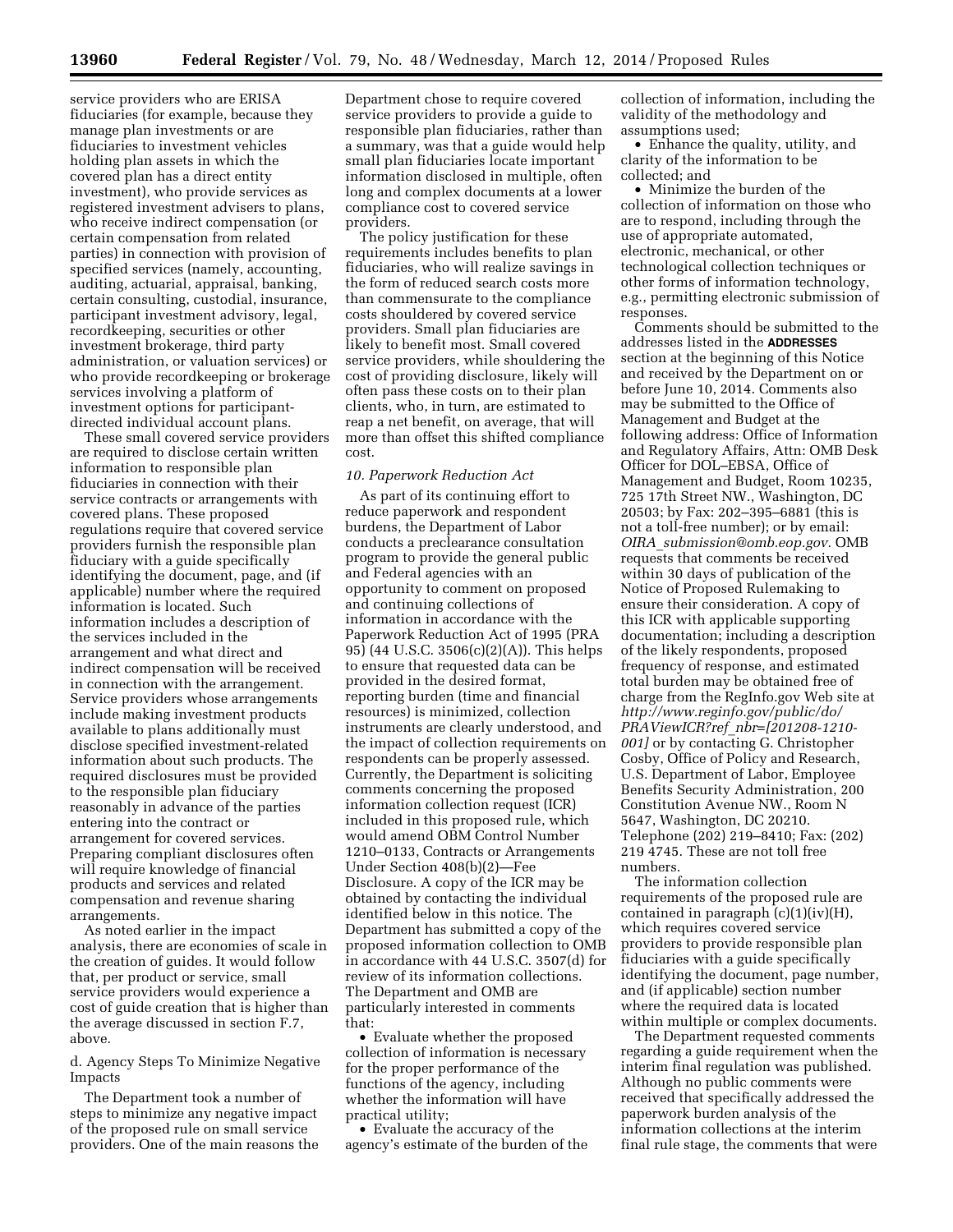service providers who are ERISA fiduciaries (for example, because they manage plan investments or are fiduciaries to investment vehicles holding plan assets in which the covered plan has a direct entity investment), who provide services as registered investment advisers to plans, who receive indirect compensation (or certain compensation from related parties) in connection with provision of specified services (namely, accounting, auditing, actuarial, appraisal, banking, certain consulting, custodial, insurance, participant investment advisory, legal, recordkeeping, securities or other investment brokerage, third party administration, or valuation services) or who provide recordkeeping or brokerage services involving a platform of investment options for participant-directed individual account plans.

These small covered service providers are required to disclose certain written information to responsible plan fiduciaries in connection with their service contracts or arrangements with covered plans. These proposed regulations require that covered service providers furnish the responsible plan fiduciary with a guide specifically identifying the document, page, and (if applicable) number where the required information is located. Such information includes a description of the services included in the arrangement and what direct and indirect compensation will be received in connection with the arrangement. Service providers whose arrangements include making investment products available to plans additionally must disclose specified investment-related information about such products. The required disclosures must be provided to the responsible plan fiduciary reasonably in advance of the parties entering into the contract or arrangement for covered services. Preparing compliant disclosures often will require knowledge of financial products and services and related compensation and revenue sharing arrangements.

As noted earlier in the impact analysis, there are economies of scale in the creation of guides. It would follow that, per product or service, small service providers would experience a cost of guide creation that is higher than the average discussed in section F.7, above.

d. Agency Steps To Minimize Negative Impacts

The Department took a number of steps to minimize any negative impact of the proposed rule on small service providers. One of the main reasons the Department chose to require covered service providers to provide a guide to responsible plan fiduciaries, rather than a summary, was that a guide would help small plan fiduciaries locate important information disclosed in multiple, often long and complex documents at a lower compliance cost to covered service providers.

The policy justification for these requirements includes benefits to plan fiduciaries, who will realize savings in the form of reduced search costs more than commensurate to the compliance costs shouldered by covered service providers. Small plan fiduciaries are likely to benefit most. Small covered service providers, while shouldering the cost of providing disclosure, likely will often pass these costs on to their plan clients, who, in turn, are estimated to reap a net benefit, on average, that will more than offset this shifted compliance cost.

*10. Paperwork Reduction Act*

As part of its continuing effort to reduce paperwork and respondent burdens, the Department of Labor conducts a preclearance consultation program to provide the general public and Federal agencies with an opportunity to comment on proposed and continuing collections of information in accordance with the Paperwork Reduction Act of 1995 (PRA 95) (44 U.S.C. 3506(c)(2)(A)). This helps to ensure that requested data can be provided in the desired format, reporting burden (time and financial resources) is minimized, collection instruments are clearly understood, and the impact of collection requirements on respondents can be properly assessed. Currently, the Department is soliciting comments concerning the proposed information collection request (ICR) included in this proposed rule, which would amend OBM Control Number 1210–0133, Contracts or Arrangements Under Section 408(b)(2)—Fee Disclosure. A copy of the ICR may be obtained by contacting the individual identified below in this notice. The Department has submitted a copy of the proposed information collection to OMB in accordance with 44 U.S.C. 3507(d) for review of its information collections. The Department and OMB are particularly interested in comments that:

- Evaluate whether the proposed collection of information is necessary for the proper performance of the functions of the agency, including whether the information will have practical utility;
- Evaluate the accuracy of the agency's estimate of the burden of the collection of information, including the validity of the methodology and assumptions used;
- Enhance the quality, utility, and clarity of the information to be collected; and
- Minimize the burden of the collection of information on those who are to respond, including through the use of appropriate automated, electronic, mechanical, or other technological collection techniques or other forms of information technology, e.g., permitting electronic submission of responses.

Comments should be submitted to the addresses listed in the **ADDRESSES** section at the beginning of this Notice and received by the Department on or before June 10, 2014. Comments also may be submitted to the Office of Management and Budget at the following address: Office of Information and Regulatory Affairs, Attn: OMB Desk Officer for DOL–EBSA, Office of Management and Budget, Room 10235, 725 17th Street NW., Washington, DC 20503; by Fax: 202–395–6881 (this is not a toll-free number); or by email: *OIRA_submission@omb.eop.gov.* OMB requests that comments be received within 30 days of publication of the Notice of Proposed Rulemaking to ensure their consideration. A copy of this ICR with applicable supporting documentation; including a description of the likely respondents, proposed frequency of response, and estimated total burden may be obtained free of charge from the RegInfo.gov Web site at *http://www.reginfo.gov/public/do/PRAViewICR?ref_nbr=[201208-1210-001]* or by contacting G. Christopher Cosby, Office of Policy and Research, U.S. Department of Labor, Employee Benefits Security Administration, 200 Constitution Avenue NW., Room N 5647, Washington, DC 20210. Telephone (202) 219–8410; Fax: (202) 219 4745. These are not toll free numbers.

The information collection requirements of the proposed rule are contained in paragraph (c)(1)(iv)(H), which requires covered service providers to provide responsible plan fiduciaries with a guide specifically identifying the document, page number, and (if applicable) section number where the required data is located within multiple or complex documents.

The Department requested comments regarding a guide requirement when the interim final regulation was published. Although no public comments were received that specifically addressed the paperwork burden analysis of the information collections at the interim final rule stage, the comments that were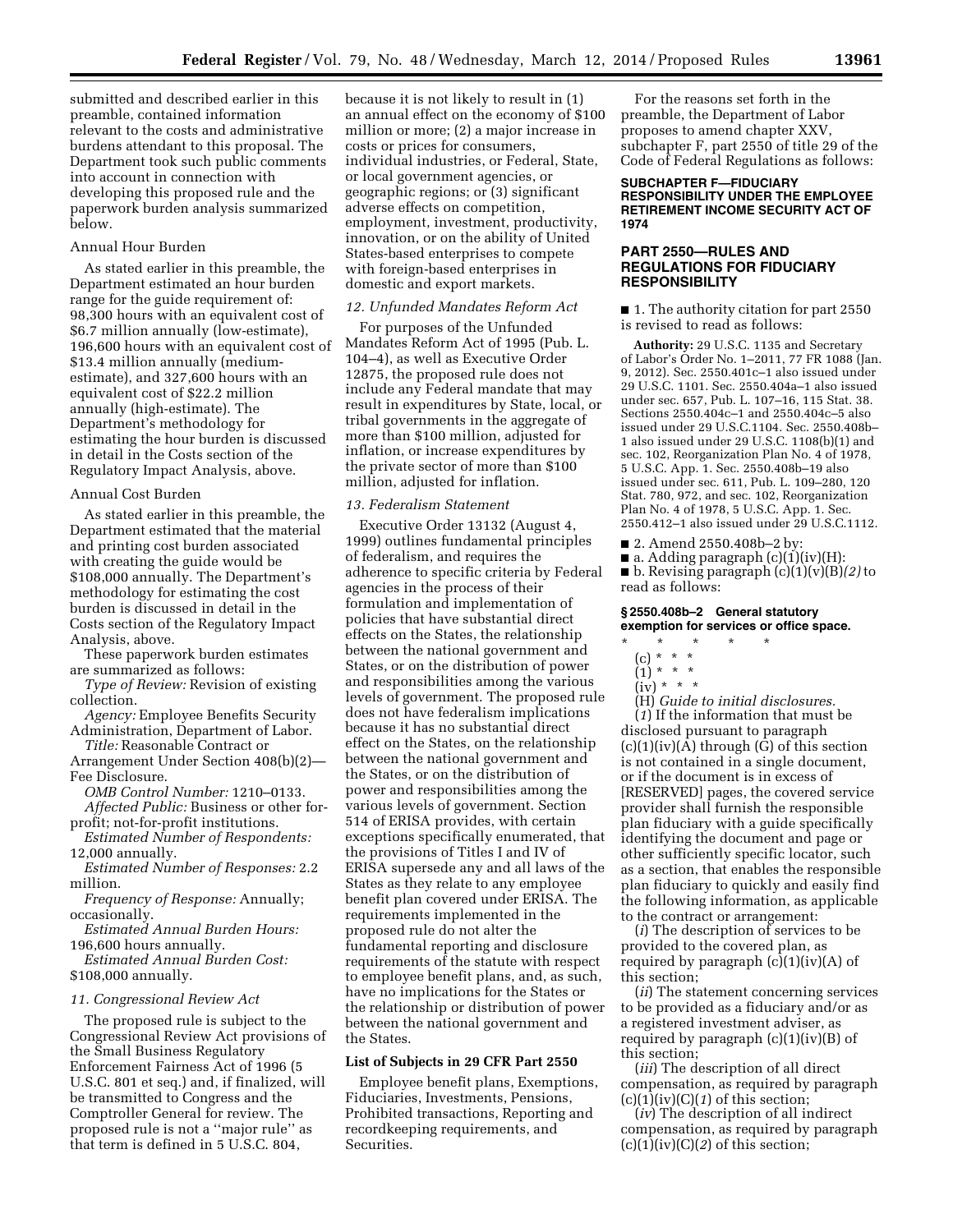submitted and described earlier in this preamble, contained information relevant to the costs and administrative burdens attendant to this proposal. The Department took such public comments into account in connection with developing this proposed rule and the paperwork burden analysis summarized below.

Annual Hour Burden

As stated earlier in this preamble, the Department estimated an hour burden range for the guide requirement of: 98,300 hours with an equivalent cost of $6.7 million annually (low-estimate), 196,600 hours with an equivalent cost of $13.4 million annually (medium-estimate), and 327,600 hours with an equivalent cost of $22.2 million annually (high-estimate). The Department's methodology for estimating the hour burden is discussed in detail in the Costs section of the Regulatory Impact Analysis, above.

Annual Cost Burden

As stated earlier in this preamble, the Department estimated that the material and printing cost burden associated with creating the guide would be $108,000 annually. The Department's methodology for estimating the cost burden is discussed in detail in the Costs section of the Regulatory Impact Analysis, above.

These paperwork burden estimates are summarized as follows:

*Type of Review:* Revision of existing collection.

*Agency:* Employee Benefits Security Administration, Department of Labor.

*Title:* Reasonable Contract or Arrangement Under Section 408(b)(2)—Fee Disclosure.

*OMB Control Number:* 1210–0133.

*Affected Public:* Business or other for-profit; not-for-profit institutions.

*Estimated Number of Respondents:* 12,000 annually.

*Estimated Number of Responses:* 2.2 million.

*Frequency of Response:* Annually; occasionally.

*Estimated Annual Burden Hours:* 196,600 hours annually.

*Estimated Annual Burden Cost:* $108,000 annually.

*11. Congressional Review Act*

The proposed rule is subject to the Congressional Review Act provisions of the Small Business Regulatory Enforcement Fairness Act of 1996 (5 U.S.C. 801 et seq.) and, if finalized, will be transmitted to Congress and the Comptroller General for review. The proposed rule is not a ''major rule'' as that term is defined in 5 U.S.C. 804, because it is not likely to result in (1) an annual effect on the economy of $100 million or more; (2) a major increase in costs or prices for consumers, individual industries, or Federal, State, or local government agencies, or geographic regions; or (3) significant adverse effects on competition, employment, investment, productivity, innovation, or on the ability of United States-based enterprises to compete with foreign-based enterprises in domestic and export markets.

*12. Unfunded Mandates Reform Act*

For purposes of the Unfunded Mandates Reform Act of 1995 (Pub. L. 104–4), as well as Executive Order 12875, the proposed rule does not include any Federal mandate that may result in expenditures by State, local, or tribal governments in the aggregate of more than $100 million, adjusted for inflation, or increase expenditures by the private sector of more than $100 million, adjusted for inflation.

*13. Federalism Statement*

Executive Order 13132 (August 4, 1999) outlines fundamental principles of federalism, and requires the adherence to specific criteria by Federal agencies in the process of their formulation and implementation of policies that have substantial direct effects on the States, the relationship between the national government and States, or on the distribution of power and responsibilities among the various levels of government. The proposed rule does not have federalism implications because it has no substantial direct effect on the States, on the relationship between the national government and the States, or on the distribution of power and responsibilities among the various levels of government. Section 514 of ERISA provides, with certain exceptions specifically enumerated, that the provisions of Titles I and IV of ERISA supersede any and all laws of the States as they relate to any employee benefit plan covered under ERISA. The requirements implemented in the proposed rule do not alter the fundamental reporting and disclosure requirements of the statute with respect to employee benefit plans, and, as such, have no implications for the States or the relationship or distribution of power between the national government and the States.

**List of Subjects in 29 CFR Part 2550**

Employee benefit plans, Exemptions, Fiduciaries, Investments, Pensions, Prohibited transactions, Reporting and recordkeeping requirements, and Securities.

For the reasons set forth in the preamble, the Department of Labor proposes to amend chapter XXV, subchapter F, part 2550 of title 29 of the Code of Federal Regulations as follows:

**SUBCHAPTER F—FIDUCIARY RESPONSIBILITY UNDER THE EMPLOYEE RETIREMENT INCOME SECURITY ACT OF 1974**

**PART 2550—RULES AND REGULATIONS FOR FIDUCIARY RESPONSIBILITY**

■ 1. The authority citation for part 2550 is revised to read as follows:

**Authority:** 29 U.S.C. 1135 and Secretary of Labor's Order No. 1–2011, 77 FR 1088 (Jan. 9, 2012). Sec. 2550.401c–1 also issued under 29 U.S.C. 1101. Sec. 2550.404a–1 also issued under sec. 657, Pub. L. 107–16, 115 Stat. 38. Sections 2550.404c–1 and 2550.404c–5 also issued under 29 U.S.C.1104. Sec. 2550.408b–1 also issued under 29 U.S.C. 1108(b)(1) and sec. 102, Reorganization Plan No. 4 of 1978, 5 U.S.C. App. 1. Sec. 2550.408b–19 also issued under sec. 611, Pub. L. 109–280, 120 Stat. 780, 972, and sec. 102, Reorganization Plan No. 4 of 1978, 5 U.S.C. App. 1. Sec. 2550.412–1 also issued under 29 U.S.C.1112.

■ 2. Amend 2550.408b–2 by:

■ a. Adding paragraph (c)(1)(iv)(H):

■ b. Revising paragraph (c)(1)(v)(B)*(2)* to read as follows:

**§ 2550.408b–2 General statutory exemption for services or office space.**

\* \* \* \* \*

(c) \* \* \*

(1) \* \* \*

(iv) \* \* \*

(H) *Guide to initial disclosures.*

(*1*) If the information that must be disclosed pursuant to paragraph (c)(1)(iv)(A) through (G) of this section is not contained in a single document, or if the document is in excess of [RESERVED] pages, the covered service provider shall furnish the responsible plan fiduciary with a guide specifically identifying the document and page or other sufficiently specific locator, such as a section, that enables the responsible plan fiduciary to quickly and easily find the following information, as applicable to the contract or arrangement:

(*i*) The description of services to be provided to the covered plan, as required by paragraph (c)(1)(iv)(A) of this section;

(*ii*) The statement concerning services to be provided as a fiduciary and/or as a registered investment adviser, as required by paragraph (c)(1)(iv)(B) of this section;

(*iii*) The description of all direct compensation, as required by paragraph (c)(1)(iv)(C)(*1*) of this section;

(*iv*) The description of all indirect compensation, as required by paragraph (c)(1)(iv)(C)(*2*) of this section;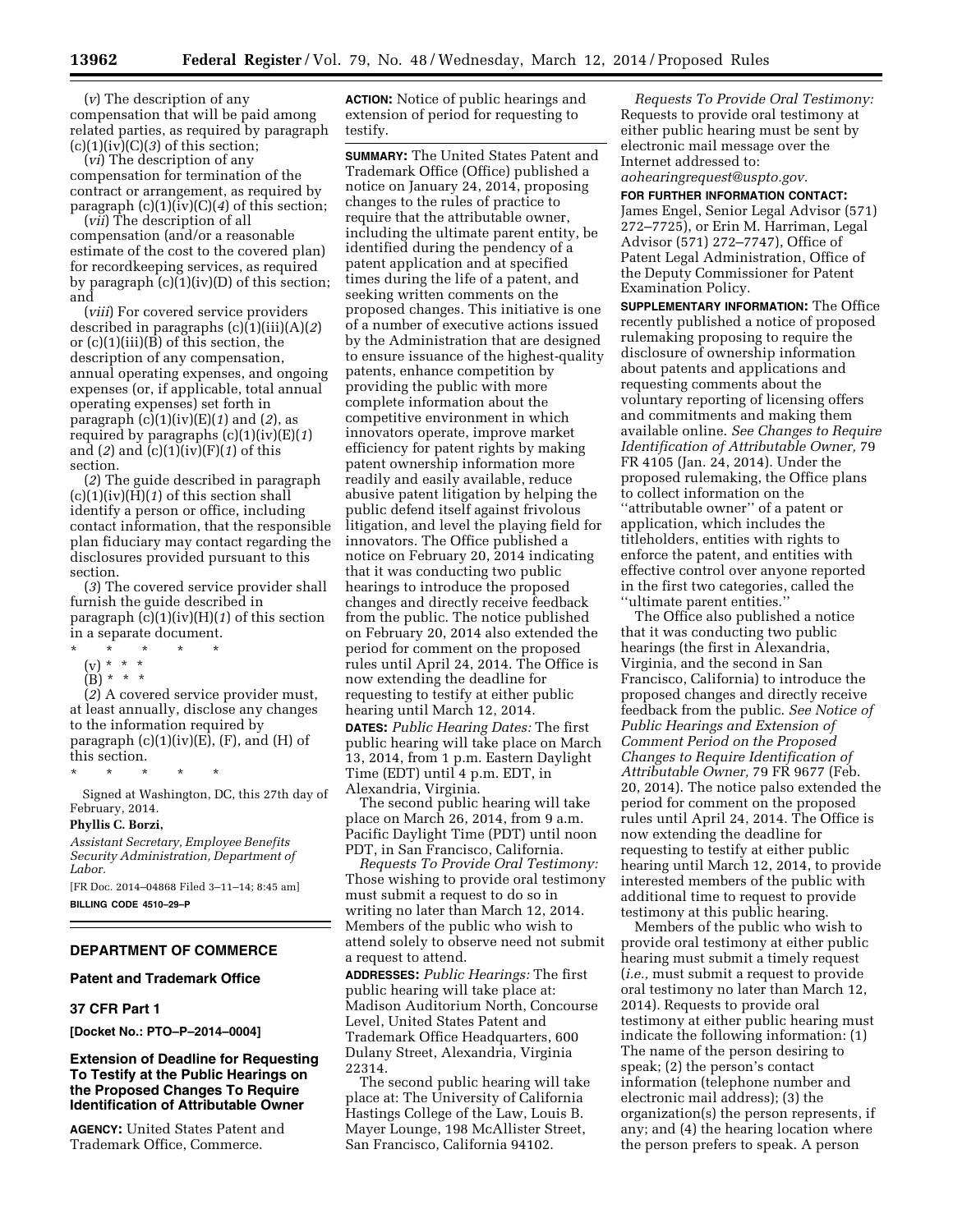(*v*) The description of any compensation that will be paid among related parties, as required by paragraph (c)(1)(iv)(C)(*3*) of this section;

(*vi*) The description of any compensation for termination of the contract or arrangement, as required by paragraph (c)(1)(iv)(C)(*4*) of this section;

(*vii*) The description of all compensation (and/or a reasonable estimate of the cost to the covered plan) for recordkeeping services, as required by paragraph (c)(1)(iv)(D) of this section; and

(*viii*) For covered service providers described in paragraphs (c)(1)(iii)(A)(*2*) or (c)(1)(iii)(B) of this section, the description of any compensation, annual operating expenses, and ongoing expenses (or, if applicable, total annual operating expenses) set forth in paragraph (c)(1)(iv)(E)(*1*) and (*2*), as required by paragraphs (c)(1)(iv)(E)(*1*) and (*2*) and (c)(1)(iv)(F)(*1*) of this section.

(*2*) The guide described in paragraph (c)(1)(iv)(H)(*1*) of this section shall identify a person or office, including contact information, that the responsible plan fiduciary may contact regarding the disclosures provided pursuant to this section.

(*3*) The covered service provider shall furnish the guide described in paragraph (c)(1)(iv)(H)(*1*) of this section in a separate document.

\* \* \* \* \*

(v) \* \* \*

(B) \* \* \*

(*2*) A covered service provider must, at least annually, disclose any changes to the information required by paragraph (c)(1)(iv)(E), (F), and (H) of this section.

\* \* \* \* \*

Signed at Washington, DC, this 27th day of February, 2014.

**Phyllis C. Borzi,**

*Assistant Secretary, Employee Benefits Security Administration, Department of Labor.*

[FR Doc. 2014–04868 Filed 3–11–14; 8:45 am]

**BILLING CODE 4510–29–P**

## DEPARTMENT OF COMMERCE

### Patent and Trademark Office

### 37 CFR Part 1

**[Docket No.: PTO–P–2014–0004]**

### Extension of Deadline for Requesting To Testify at the Public Hearings on the Proposed Changes To Require Identification of Attributable Owner

**AGENCY:** United States Patent and Trademark Office, Commerce.

**ACTION:** Notice of public hearings and extension of period for requesting to testify.

**SUMMARY:** The United States Patent and Trademark Office (Office) published a notice on January 24, 2014, proposing changes to the rules of practice to require that the attributable owner, including the ultimate parent entity, be identified during the pendency of a patent application and at specified times during the life of a patent, and seeking written comments on the proposed changes. This initiative is one of a number of executive actions issued by the Administration that are designed to ensure issuance of the highest-quality patents, enhance competition by providing the public with more complete information about the competitive environment in which innovators operate, improve market efficiency for patent rights by making patent ownership information more readily and easily available, reduce abusive patent litigation by helping the public defend itself against frivolous litigation, and level the playing field for innovators. The Office published a notice on February 20, 2014 indicating that it was conducting two public hearings to introduce the proposed changes and directly receive feedback from the public. The notice published on February 20, 2014 also extended the period for comment on the proposed rules until April 24, 2014. The Office is now extending the deadline for requesting to testify at either public hearing until March 12, 2014.

**DATES:** *Public Hearing Dates:* The first public hearing will take place on March 13, 2014, from 1 p.m. Eastern Daylight Time (EDT) until 4 p.m. EDT, in Alexandria, Virginia.

The second public hearing will take place on March 26, 2014, from 9 a.m. Pacific Daylight Time (PDT) until noon PDT, in San Francisco, California.

*Requests To Provide Oral Testimony:* Those wishing to provide oral testimony must submit a request to do so in writing no later than March 12, 2014. Members of the public who wish to attend solely to observe need not submit a request to attend.

**ADDRESSES:** *Public Hearings:* The first public hearing will take place at: Madison Auditorium North, Concourse Level, United States Patent and Trademark Office Headquarters, 600 Dulany Street, Alexandria, Virginia 22314.

The second public hearing will take place at: The University of California Hastings College of the Law, Louis B. Mayer Lounge, 198 McAllister Street, San Francisco, California 94102.

*Requests To Provide Oral Testimony:* Requests to provide oral testimony at either public hearing must be sent by electronic mail message over the Internet addressed to: *aohearingrequest@uspto.gov.*

**FOR FURTHER INFORMATION CONTACT:** James Engel, Senior Legal Advisor (571) 272–7725), or Erin M. Harriman, Legal Advisor (571) 272–7747), Office of Patent Legal Administration, Office of the Deputy Commissioner for Patent Examination Policy.

**SUPPLEMENTARY INFORMATION:** The Office recently published a notice of proposed rulemaking proposing to require the disclosure of ownership information about patents and applications and requesting comments about the voluntary reporting of licensing offers and commitments and making them available online. *See Changes to Require Identification of Attributable Owner,* 79 FR 4105 (Jan. 24, 2014). Under the proposed rulemaking, the Office plans to collect information on the ''attributable owner'' of a patent or application, which includes the titleholders, entities with rights to enforce the patent, and entities with effective control over anyone reported in the first two categories, called the ''ultimate parent entities.''

The Office also published a notice that it was conducting two public hearings (the first in Alexandria, Virginia, and the second in San Francisco, California) to introduce the proposed changes and directly receive feedback from the public. *See Notice of Public Hearings and Extension of Comment Period on the Proposed Changes to Require Identification of Attributable Owner,* 79 FR 9677 (Feb. 20, 2014). The notice palso extended the period for comment on the proposed rules until April 24, 2014. The Office is now extending the deadline for requesting to testify at either public hearing until March 12, 2014, to provide interested members of the public with additional time to request to provide testimony at this public hearing.

Members of the public who wish to provide oral testimony at either public hearing must submit a timely request (*i.e.,* must submit a request to provide oral testimony no later than March 12, 2014). Requests to provide oral testimony at either public hearing must indicate the following information: (1) The name of the person desiring to speak; (2) the person's contact information (telephone number and electronic mail address); (3) the organization(s) the person represents, if any; and (4) the hearing location where the person prefers to speak. A person